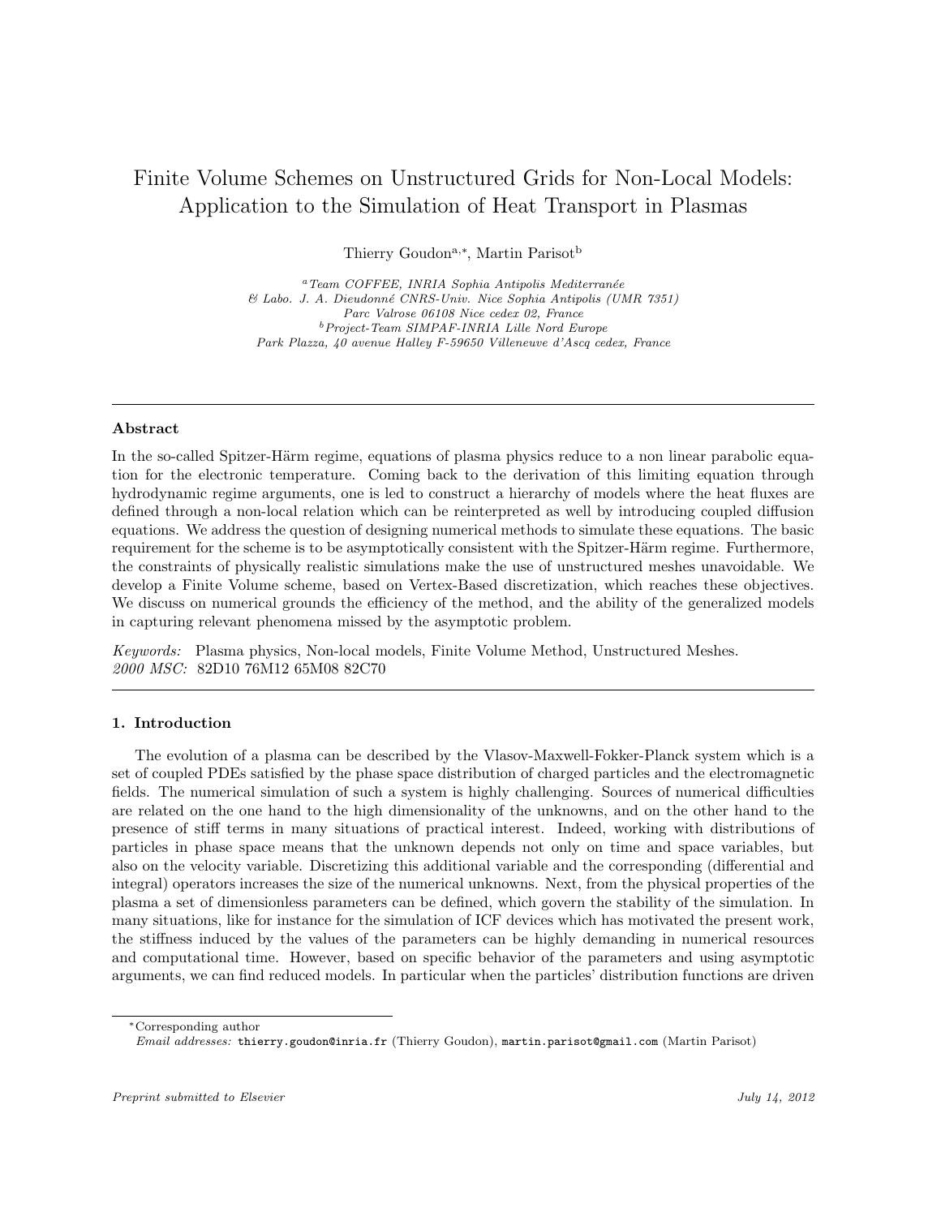# Finite Volume Schemes on Unstructured Grids for Non-Local Models: Application to the Simulation of Heat Transport in Plasmas

Thierry Goudon[a,*], Martin Parisot[b]

[a] *Team COFFEE, INRIA Sophia Antipolis Mediterranée & Labo. J. A. Dieudonné CNRS-Univ. Nice Sophia Antipolis (UMR 7351) Parc Valrose 06108 Nice cedex 02, France*
[b] *Project-Team SIMPAF-INRIA Lille Nord Europe Park Plazza, 40 avenue Halley F-59650 Villeneuve d'Ascq cedex, France*

---

## Abstract

In the so-called Spitzer-Härm regime, equations of plasma physics reduce to a non linear parabolic equation for the electronic temperature. Coming back to the derivation of this limiting equation through hydrodynamic regime arguments, one is led to construct a hierarchy of models where the heat fluxes are defined through a non-local relation which can be reinterpreted as well by introducing coupled diffusion equations. We address the question of designing numerical methods to simulate these equations. The basic requirement for the scheme is to be asymptotically consistent with the Spitzer-Härm regime. Furthermore, the constraints of physically realistic simulations make the use of unstructured meshes unavoidable. We develop a Finite Volume scheme, based on Vertex-Based discretization, which reaches these objectives. We discuss on numerical grounds the efficiency of the method, and the ability of the generalized models in capturing relevant phenomena missed by the asymptotic problem.

*Keywords:* Plasma physics, Non-local models, Finite Volume Method, Unstructured Meshes.
*2000 MSC:* 82D10 76M12 65M08 82C70

---

## 1. Introduction

The evolution of a plasma can be described by the Vlasov-Maxwell-Fokker-Planck system which is a set of coupled PDEs satisfied by the phase space distribution of charged particles and the electromagnetic fields. The numerical simulation of such a system is highly challenging. Sources of numerical difficulties are related on the one hand to the high dimensionality of the unknowns, and on the other hand to the presence of stiff terms in many situations of practical interest. Indeed, working with distributions of particles in phase space means that the unknown depends not only on time and space variables, but also on the velocity variable. Discretizing this additional variable and the corresponding (differential and integral) operators increases the size of the numerical unknowns. Next, from the physical properties of the plasma a set of dimensionless parameters can be defined, which govern the stability of the simulation. In many situations, like for instance for the simulation of ICF devices which has motivated the present work, the stiffness induced by the values of the parameters can be highly demanding in numerical resources and computational time. However, based on specific behavior of the parameters and using asymptotic arguments, we can find reduced models. In particular when the particles' distribution functions are driven

*Corresponding author
*Email addresses:* thierry.goudon@inria.fr (Thierry Goudon), martin.parisot@gmail.com (Martin Parisot)

*Preprint submitted to Elsevier* — *July 14, 2012*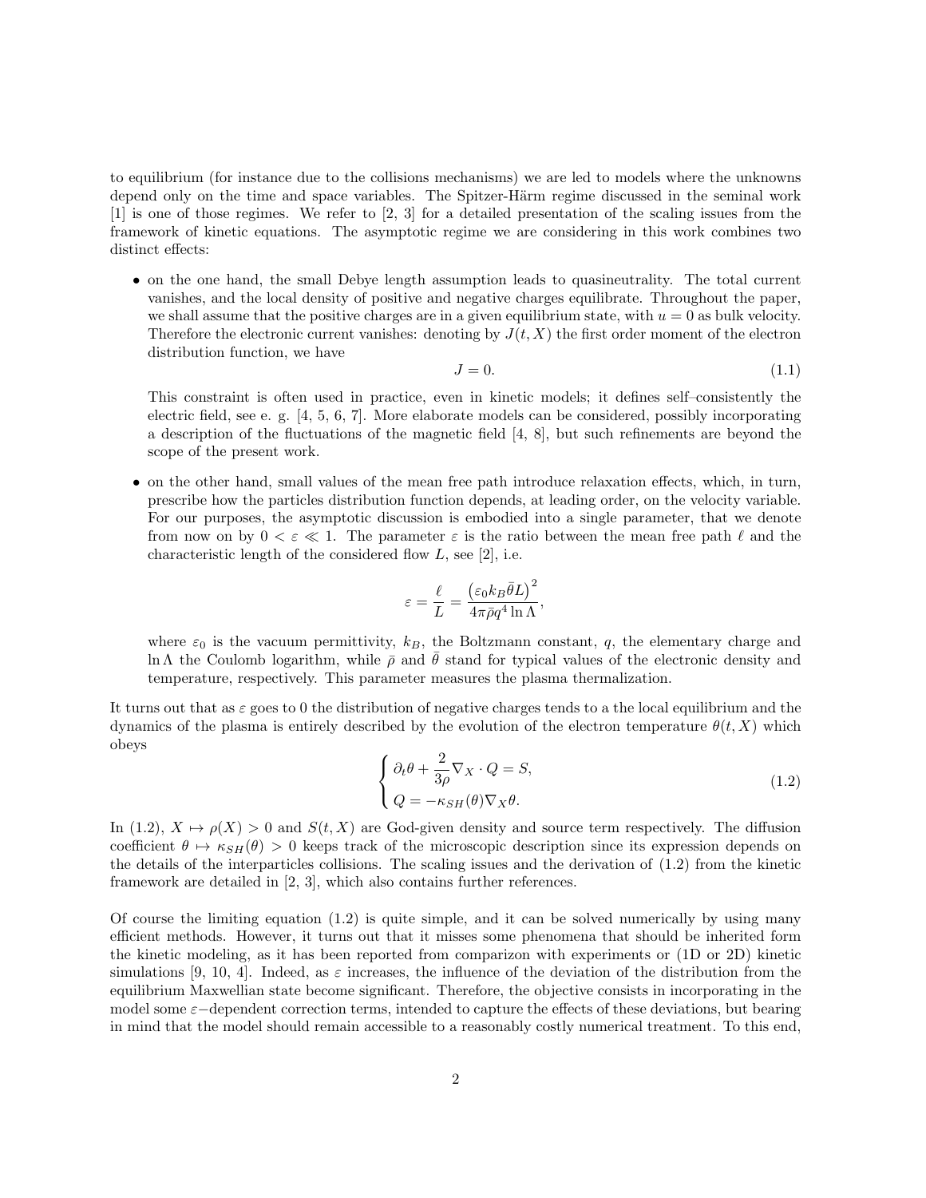to equilibrium (for instance due to the collisions mechanisms) we are led to models where the unknowns depend only on the time and space variables. The Spitzer-Härm regime discussed in the seminal work [1] is one of those regimes. We refer to [2, 3] for a detailed presentation of the scaling issues from the framework of kinetic equations. The asymptotic regime we are considering in this work combines two distinct effects:

- on the one hand, the small Debye length assumption leads to quasineutrality. The total current vanishes, and the local density of positive and negative charges equilibrate. Throughout the paper, we shall assume that the positive charges are in a given equilibrium state, with $u = 0$ as bulk velocity. Therefore the electronic current vanishes: denoting by $J(t, X)$ the first order moment of the electron distribution function, we have

$$J = 0. \tag{1.1}$$

  This constraint is often used in practice, even in kinetic models; it defines self–consistently the electric field, see e. g. [4, 5, 6, 7]. More elaborate models can be considered, possibly incorporating a description of the fluctuations of the magnetic field [4, 8], but such refinements are beyond the scope of the present work.

- on the other hand, small values of the mean free path introduce relaxation effects, which, in turn, prescribe how the particles distribution function depends, at leading order, on the velocity variable. For our purposes, the asymptotic discussion is embodied into a single parameter, that we denote from now on by $0 < \varepsilon \ll 1$. The parameter $\varepsilon$ is the ratio between the mean free path $\ell$ and the characteristic length of the considered flow $L$, see [2], i.e.

$$\varepsilon = \frac{\ell}{L} = \frac{\left(\varepsilon_0 k_B \bar{\theta} L\right)^2}{4\pi \bar{\rho} q^4 \ln \Lambda},$$

  where $\varepsilon_0$ is the vacuum permittivity, $k_B$, the Boltzmann constant, $q$, the elementary charge and $\ln \Lambda$ the Coulomb logarithm, while $\bar{\rho}$ and $\bar{\theta}$ stand for typical values of the electronic density and temperature, respectively. This parameter measures the plasma thermalization.

It turns out that as $\varepsilon$ goes to 0 the distribution of negative charges tends to a the local equilibrium and the dynamics of the plasma is entirely described by the evolution of the electron temperature $\theta(t, X)$ which obeys

$$\begin{cases} \partial_t \theta + \dfrac{2}{3\rho} \nabla_X \cdot Q = S, \\ Q = -\kappa_{SH}(\theta) \nabla_X \theta. \end{cases} \tag{1.2}$$

In (1.2), $X \mapsto \rho(X) > 0$ and $S(t, X)$ are God-given density and source term respectively. The diffusion coefficient $\theta \mapsto \kappa_{SH}(\theta) > 0$ keeps track of the microscopic description since its expression depends on the details of the interparticles collisions. The scaling issues and the derivation of (1.2) from the kinetic framework are detailed in [2, 3], which also contains further references.

Of course the limiting equation (1.2) is quite simple, and it can be solved numerically by using many efficient methods. However, it turns out that it misses some phenomena that should be inherited form the kinetic modeling, as it has been reported from comparizon with experiments or (1D or 2D) kinetic simulations [9, 10, 4]. Indeed, as $\varepsilon$ increases, the influence of the deviation of the distribution from the equilibrium Maxwellian state become significant. Therefore, the objective consists in incorporating in the model some $\varepsilon$−dependent correction terms, intended to capture the effects of these deviations, but bearing in mind that the model should remain accessible to a reasonably costly numerical treatment. To this end,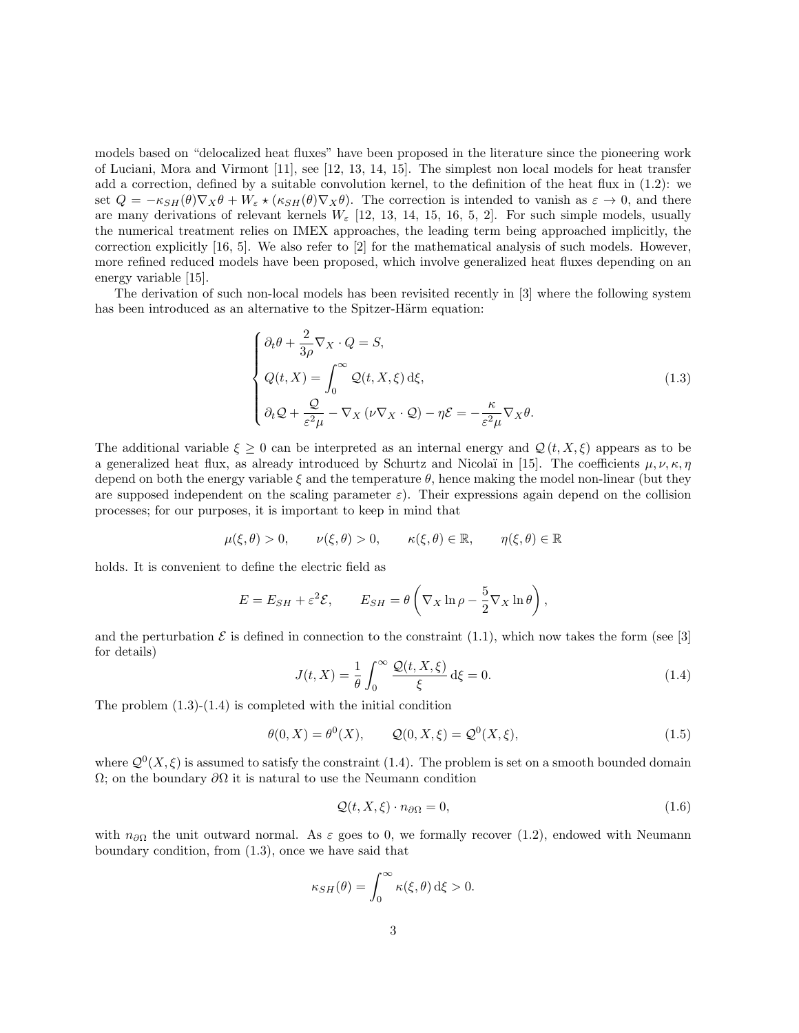models based on "delocalized heat fluxes" have been proposed in the literature since the pioneering work of Luciani, Mora and Virmont [11], see [12, 13, 14, 15]. The simplest non local models for heat transfer add a correction, defined by a suitable convolution kernel, to the definition of the heat flux in (1.2): we set $Q = -\kappa_{SH}(\theta)\nabla_X\theta + W_\varepsilon \star (\kappa_{SH}(\theta)\nabla_X\theta)$. The correction is intended to vanish as $\varepsilon \to 0$, and there are many derivations of relevant kernels $W_\varepsilon$ [12, 13, 14, 15, 16, 5, 2]. For such simple models, usually the numerical treatment relies on IMEX approaches, the leading term being approached implicitly, the correction explicitly [16, 5]. We also refer to [2] for the mathematical analysis of such models. However, more refined reduced models have been proposed, which involve generalized heat fluxes depending on an energy variable [15].

The derivation of such non-local models has been revisited recently in [3] where the following system has been introduced as an alternative to the Spitzer-Härm equation:

$$
\begin{cases}
\partial_t\theta + \dfrac{2}{3\rho}\nabla_X \cdot Q = S, \\[2mm]
Q(t,X) = \displaystyle\int_0^\infty \mathcal{Q}(t,X,\xi)\,\mathrm{d}\xi, \\[2mm]
\partial_t\mathcal{Q} + \dfrac{\mathcal{Q}}{\varepsilon^2\mu} - \nabla_X\left(\nu\nabla_X\cdot\mathcal{Q}\right) - \eta\mathcal{E} = -\dfrac{\kappa}{\varepsilon^2\mu}\nabla_X\theta.
\end{cases}
\tag{1.3}
$$

The additional variable $\xi \geq 0$ can be interpreted as an internal energy and $\mathcal{Q}(t, X, \xi)$ appears as to be a generalized heat flux, as already introduced by Schurtz and Nicolaï in [15]. The coefficients $\mu, \nu, \kappa, \eta$ depend on both the energy variable $\xi$ and the temperature $\theta$, hence making the model non-linear (but they are supposed independent on the scaling parameter $\varepsilon$). Their expressions again depend on the collision processes; for our purposes, it is important to keep in mind that

$$
\mu(\xi,\theta) > 0, \qquad \nu(\xi,\theta) > 0, \qquad \kappa(\xi,\theta) \in \mathbb{R}, \qquad \eta(\xi,\theta) \in \mathbb{R}
$$

holds. It is convenient to define the electric field as

$$
E = E_{SH} + \varepsilon^2\mathcal{E}, \qquad E_{SH} = \theta\left(\nabla_X \ln\rho - \frac{5}{2}\nabla_X \ln\theta\right),
$$

and the perturbation $\mathcal{E}$ is defined in connection to the constraint (1.1), which now takes the form (see [3] for details)

$$
J(t,X) = \frac{1}{\theta}\int_0^\infty \frac{\mathcal{Q}(t,X,\xi)}{\xi}\,\mathrm{d}\xi = 0. \tag{1.4}
$$

The problem (1.3)-(1.4) is completed with the initial condition

$$
\theta(0,X) = \theta^0(X), \qquad \mathcal{Q}(0,X,\xi) = \mathcal{Q}^0(X,\xi), \tag{1.5}
$$

where $\mathcal{Q}^0(X,\xi)$ is assumed to satisfy the constraint (1.4). The problem is set on a smooth bounded domain $\Omega$; on the boundary $\partial\Omega$ it is natural to use the Neumann condition

$$
\mathcal{Q}(t,X,\xi)\cdot n_{\partial\Omega} = 0, \tag{1.6}
$$

with $n_{\partial\Omega}$ the unit outward normal. As $\varepsilon$ goes to 0, we formally recover (1.2), endowed with Neumann boundary condition, from (1.3), once we have said that

$$
\kappa_{SH}(\theta) = \int_0^\infty \kappa(\xi,\theta)\,\mathrm{d}\xi > 0.
$$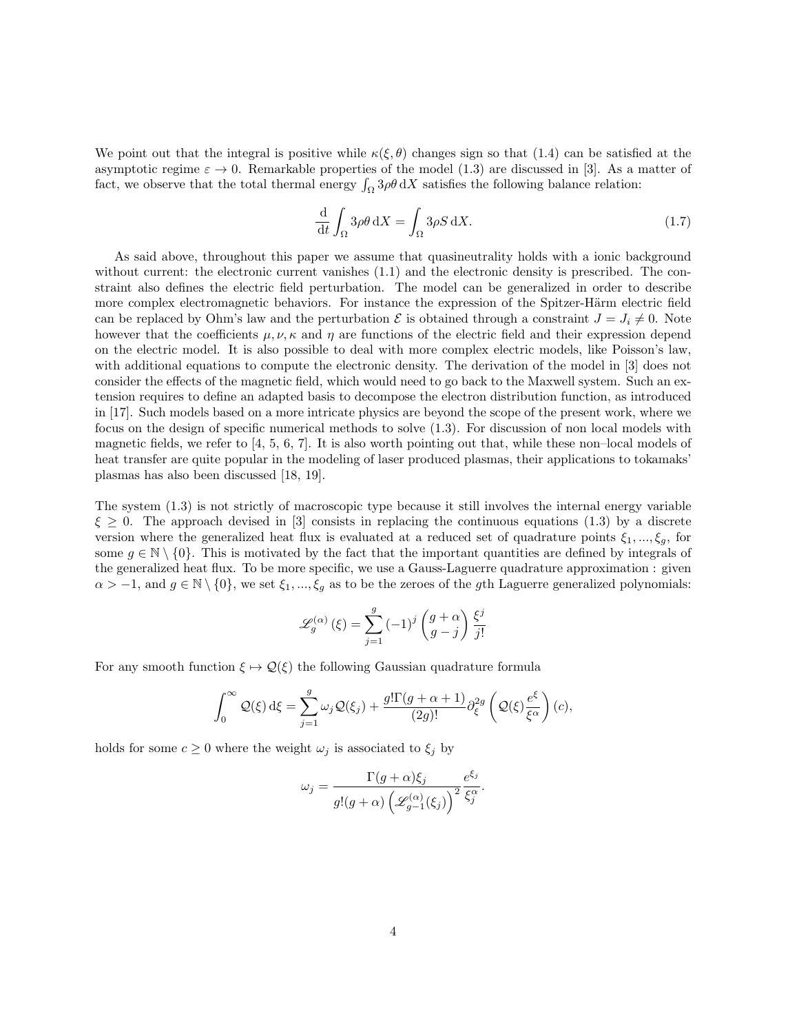We point out that the integral is positive while $\kappa(\xi, \theta)$ changes sign so that (1.4) can be satisfied at the asymptotic regime $\varepsilon \to 0$. Remarkable properties of the model (1.3) are discussed in [3]. As a matter of fact, we observe that the total thermal energy $\int_\Omega 3\rho\theta \, \mathrm{d}X$ satisfies the following balance relation:

$$\frac{\mathrm{d}}{\mathrm{d}t} \int_\Omega 3\rho\theta \, \mathrm{d}X = \int_\Omega 3\rho S \, \mathrm{d}X. \tag{1.7}$$

As said above, throughout this paper we assume that quasineutrality holds with a ionic background without current: the electronic current vanishes (1.1) and the electronic density is prescribed. The constraint also defines the electric field perturbation. The model can be generalized in order to describe more complex electromagnetic behaviors. For instance the expression of the Spitzer-Härm electric field can be replaced by Ohm's law and the perturbation $\mathcal{E}$ is obtained through a constraint $J = J_i \neq 0$. Note however that the coefficients $\mu, \nu, \kappa$ and $\eta$ are functions of the electric field and their expression depend on the electric model. It is also possible to deal with more complex electric models, like Poisson's law, with additional equations to compute the electronic density. The derivation of the model in [3] does not consider the effects of the magnetic field, which would need to go back to the Maxwell system. Such an extension requires to define an adapted basis to decompose the electron distribution function, as introduced in [17]. Such models based on a more intricate physics are beyond the scope of the present work, where we focus on the design of specific numerical methods to solve (1.3). For discussion of non local models with magnetic fields, we refer to [4, 5, 6, 7]. It is also worth pointing out that, while these non–local models of heat transfer are quite popular in the modeling of laser produced plasmas, their applications to tokamaks' plasmas has also been discussed [18, 19].

The system (1.3) is not strictly of macroscopic type because it still involves the internal energy variable $\xi \geq 0$. The approach devised in [3] consists in replacing the continuous equations (1.3) by a discrete version where the generalized heat flux is evaluated at a reduced set of quadrature points $\xi_1, ..., \xi_g$, for some $g \in \mathbb{N} \setminus \{0\}$. This is motivated by the fact that the important quantities are defined by integrals of the generalized heat flux. To be more specific, we use a Gauss-Laguerre quadrature approximation : given $\alpha > -1$, and $g \in \mathbb{N} \setminus \{0\}$, we set $\xi_1, ..., \xi_g$ as to be the zeroes of the $g$th Laguerre generalized polynomials:

$$\mathscr{L}_g^{(\alpha)}(\xi) = \sum_{j=1}^{g} (-1)^j \binom{g+\alpha}{g-j} \frac{\xi^j}{j!}$$

For any smooth function $\xi \mapsto \mathcal{Q}(\xi)$ the following Gaussian quadrature formula

$$\int_0^\infty \mathcal{Q}(\xi) \, \mathrm{d}\xi = \sum_{j=1}^{g} \omega_j \mathcal{Q}(\xi_j) + \frac{g!\Gamma(g+\alpha+1)}{(2g)!} \partial_\xi^{2g} \left( \mathcal{Q}(\xi) \frac{e^\xi}{\xi^\alpha} \right)(c),$$

holds for some $c \geq 0$ where the weight $\omega_j$ is associated to $\xi_j$ by

$$\omega_j = \frac{\Gamma(g+\alpha)\xi_j}{g!(g+\alpha)\left(\mathscr{L}_{g-1}^{(\alpha)}(\xi_j)\right)^2} \frac{e^{\xi_j}}{\xi_j^\alpha}.$$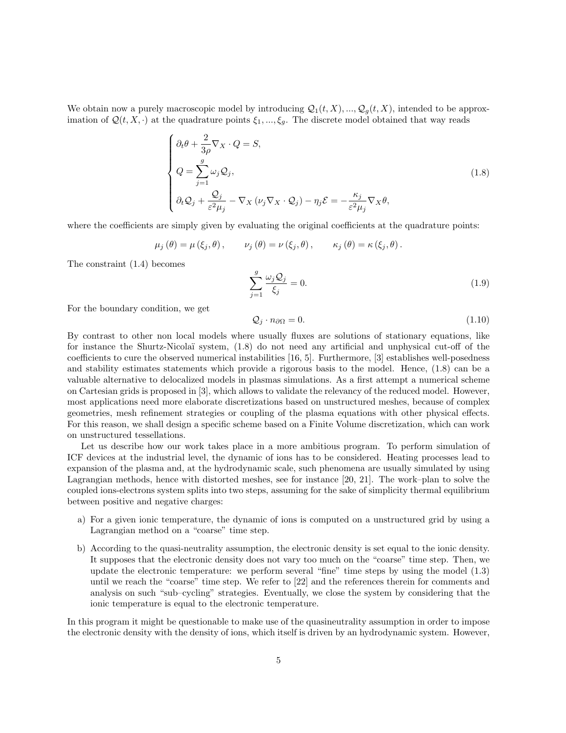We obtain now a purely macroscopic model by introducing $\mathcal{Q}_1(t,X),...,\mathcal{Q}_g(t,X)$, intended to be approximation of $\mathcal{Q}(t,X,\cdot)$ at the quadrature points $\xi_1,...,\xi_g$. The discrete model obtained that way reads

$$
\begin{cases}
\partial_t \theta + \dfrac{2}{3\rho} \nabla_X \cdot Q = S, \\
Q = \displaystyle\sum_{j=1}^{g} \omega_j \mathcal{Q}_j, \\
\partial_t \mathcal{Q}_j + \dfrac{\mathcal{Q}_j}{\varepsilon^2 \mu_j} - \nabla_X \left( \nu_j \nabla_X \cdot \mathcal{Q}_j \right) - \eta_j \mathcal{E} = -\dfrac{\kappa_j}{\varepsilon^2 \mu_j} \nabla_X \theta,
\end{cases}
\tag{1.8}
$$

where the coefficients are simply given by evaluating the original coefficients at the quadrature points:

$$
\mu_j(\theta) = \mu(\xi_j, \theta), \qquad \nu_j(\theta) = \nu(\xi_j, \theta), \qquad \kappa_j(\theta) = \kappa(\xi_j, \theta).
$$

The constraint (1.4) becomes

$$
\sum_{j=1}^{g} \frac{\omega_j \mathcal{Q}_j}{\xi_j} = 0. \tag{1.9}
$$

For the boundary condition, we get

$$
\mathcal{Q}_j \cdot n_{\partial\Omega} = 0. \tag{1.10}
$$

By contrast to other non local models where usually fluxes are solutions of stationary equations, like for instance the Shurtz-Nicolaï system, (1.8) do not need any artificial and unphysical cut-off of the coefficients to cure the observed numerical instabilities [16, 5]. Furthermore, [3] establishes well-posedness and stability estimates statements which provide a rigorous basis to the model. Hence, (1.8) can be a valuable alternative to delocalized models in plasmas simulations. As a first attempt a numerical scheme on Cartesian grids is proposed in [3], which allows to validate the relevancy of the reduced model. However, most applications need more elaborate discretizations based on unstructured meshes, because of complex geometries, mesh refinement strategies or coupling of the plasma equations with other physical effects. For this reason, we shall design a specific scheme based on a Finite Volume discretization, which can work on unstructured tessellations.

Let us describe how our work takes place in a more ambitious program. To perform simulation of ICF devices at the industrial level, the dynamic of ions has to be considered. Heating processes lead to expansion of the plasma and, at the hydrodynamic scale, such phenomena are usually simulated by using Lagrangian methods, hence with distorted meshes, see for instance [20, 21]. The work–plan to solve the coupled ions-electrons system splits into two steps, assuming for the sake of simplicity thermal equilibrium between positive and negative charges:

a) For a given ionic temperature, the dynamic of ions is computed on a unstructured grid by using a Lagrangian method on a "coarse" time step.

b) According to the quasi-neutrality assumption, the electronic density is set equal to the ionic density. It supposes that the electronic density does not vary too much on the "coarse" time step. Then, we update the electronic temperature: we perform several "fine" time steps by using the model (1.3) until we reach the "coarse" time step. We refer to [22] and the references therein for comments and analysis on such "sub–cycling" strategies. Eventually, we close the system by considering that the ionic temperature is equal to the electronic temperature.

In this program it might be questionable to make use of the quasineutrality assumption in order to impose the electronic density with the density of ions, which itself is driven by an hydrodynamic system. However,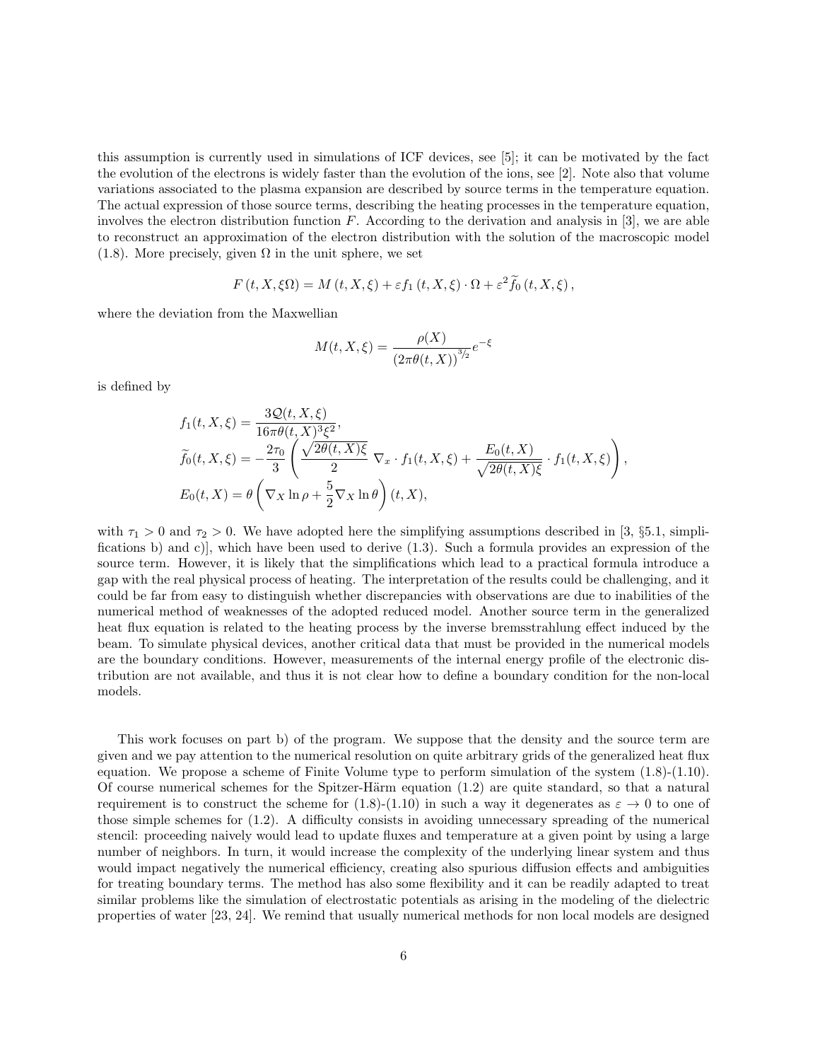this assumption is currently used in simulations of ICF devices, see [5]; it can be motivated by the fact the evolution of the electrons is widely faster than the evolution of the ions, see [2]. Note also that volume variations associated to the plasma expansion are described by source terms in the temperature equation. The actual expression of those source terms, describing the heating processes in the temperature equation, involves the electron distribution function $F$. According to the derivation and analysis in [3], we are able to reconstruct an approximation of the electron distribution with the solution of the macroscopic model (1.8). More precisely, given $\Omega$ in the unit sphere, we set

$$F\left(t, X, \xi\Omega\right) = M\left(t, X, \xi\right) + \varepsilon f_1\left(t, X, \xi\right) \cdot \Omega + \varepsilon^2 \widetilde{f}_0\left(t, X, \xi\right),$$

where the deviation from the Maxwellian

$$M(t, X, \xi) = \frac{\rho(X)}{\left(2\pi\theta(t, X)\right)^{3/2}} e^{-\xi}$$

is defined by

$$\begin{aligned}
f_1(t, X, \xi) &= \frac{3\mathcal{Q}(t, X, \xi)}{16\pi\theta(t, X)^3 \xi^2}, \\
\widetilde{f}_0(t, X, \xi) &= -\frac{2\tau_0}{3}\left(\frac{\sqrt{2\theta(t, X)\xi}}{2}\ \nabla_x \cdot f_1(t, X, \xi) + \frac{E_0(t, X)}{\sqrt{2\theta(t, X)\xi}} \cdot f_1(t, X, \xi)\right), \\
E_0(t, X) &= \theta\left(\nabla_X \ln\rho + \frac{5}{2}\nabla_X \ln\theta\right)(t, X),
\end{aligned}$$

with $\tau_1 > 0$ and $\tau_2 > 0$. We have adopted here the simplifying assumptions described in [3, §5.1, simplifications b) and c)], which have been used to derive (1.3). Such a formula provides an expression of the source term. However, it is likely that the simplifications which lead to a practical formula introduce a gap with the real physical process of heating. The interpretation of the results could be challenging, and it could be far from easy to distinguish whether discrepancies with observations are due to inabilities of the numerical method of weaknesses of the adopted reduced model. Another source term in the generalized heat flux equation is related to the heating process by the inverse bremsstrahlung effect induced by the beam. To simulate physical devices, another critical data that must be provided in the numerical models are the boundary conditions. However, measurements of the internal energy profile of the electronic distribution are not available, and thus it is not clear how to define a boundary condition for the non-local models.

This work focuses on part b) of the program. We suppose that the density and the source term are given and we pay attention to the numerical resolution on quite arbitrary grids of the generalized heat flux equation. We propose a scheme of Finite Volume type to perform simulation of the system (1.8)-(1.10). Of course numerical schemes for the Spitzer-Härm equation (1.2) are quite standard, so that a natural requirement is to construct the scheme for (1.8)-(1.10) in such a way it degenerates as $\varepsilon \to 0$ to one of those simple schemes for (1.2). A difficulty consists in avoiding unnecessary spreading of the numerical stencil: proceeding naively would lead to update fluxes and temperature at a given point by using a large number of neighbors. In turn, it would increase the complexity of the underlying linear system and thus would impact negatively the numerical efficiency, creating also spurious diffusion effects and ambiguities for treating boundary terms. The method has also some flexibility and it can be readily adapted to treat similar problems like the simulation of electrostatic potentials as arising in the modeling of the dielectric properties of water [23, 24]. We remind that usually numerical methods for non local models are designed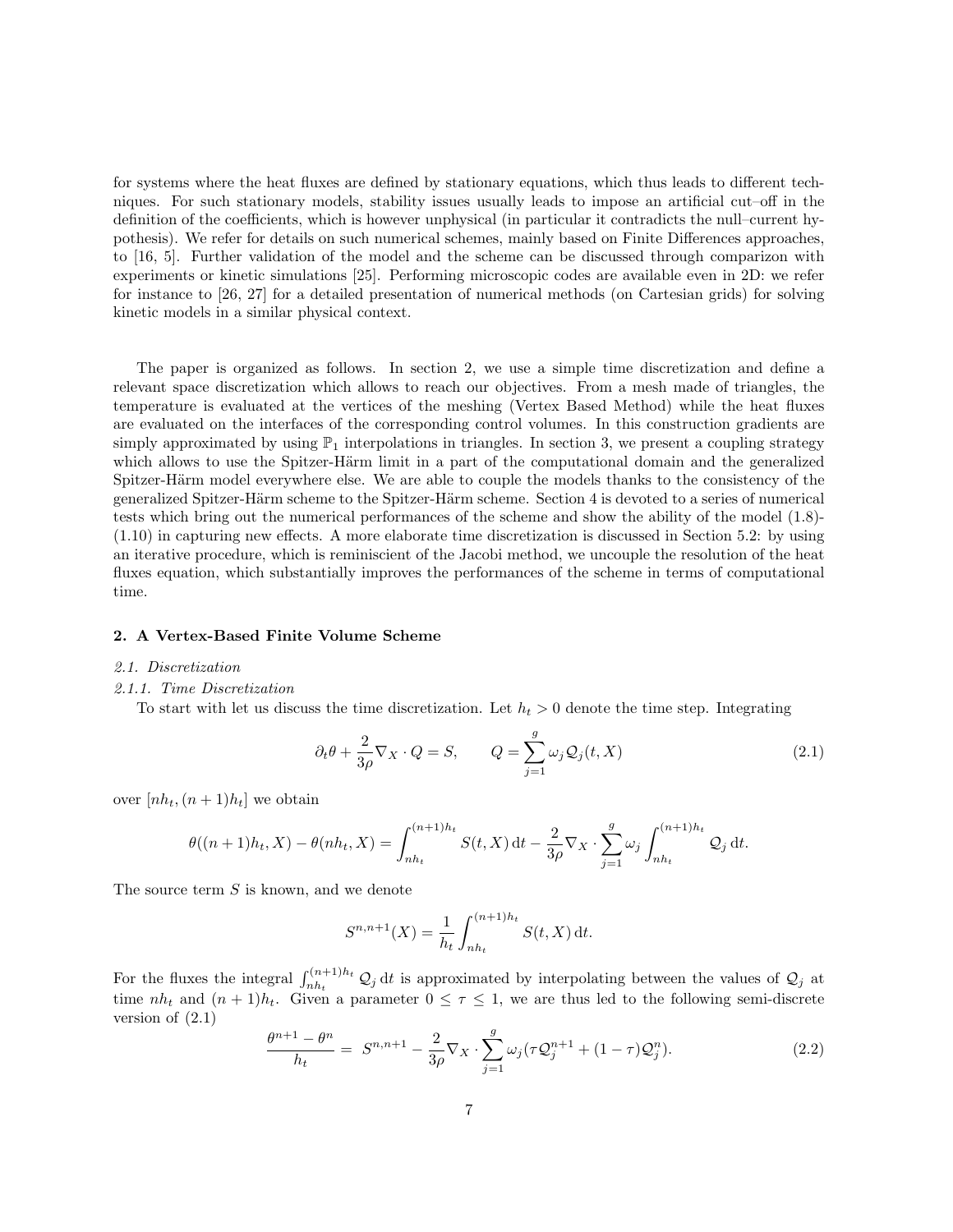for systems where the heat fluxes are defined by stationary equations, which thus leads to different techniques. For such stationary models, stability issues usually leads to impose an artificial cut–off in the definition of the coefficients, which is however unphysical (in particular it contradicts the null–current hypothesis). We refer for details on such numerical schemes, mainly based on Finite Differences approaches, to [16, 5]. Further validation of the model and the scheme can be discussed through comparizon with experiments or kinetic simulations [25]. Performing microscopic codes are available even in 2D: we refer for instance to [26, 27] for a detailed presentation of numerical methods (on Cartesian grids) for solving kinetic models in a similar physical context.

The paper is organized as follows. In section 2, we use a simple time discretization and define a relevant space discretization which allows to reach our objectives. From a mesh made of triangles, the temperature is evaluated at the vertices of the meshing (Vertex Based Method) while the heat fluxes are evaluated on the interfaces of the corresponding control volumes. In this construction gradients are simply approximated by using $\mathbb{P}_1$ interpolations in triangles. In section 3, we present a coupling strategy which allows to use the Spitzer-Härm limit in a part of the computational domain and the generalized Spitzer-Härm model everywhere else. We are able to couple the models thanks to the consistency of the generalized Spitzer-Härm scheme to the Spitzer-Härm scheme. Section 4 is devoted to a series of numerical tests which bring out the numerical performances of the scheme and show the ability of the model (1.8)-(1.10) in capturing new effects. A more elaborate time discretization is discussed in Section 5.2: by using an iterative procedure, which is reminiscient of the Jacobi method, we uncouple the resolution of the heat fluxes equation, which substantially improves the performances of the scheme in terms of computational time.

## 2. A Vertex-Based Finite Volume Scheme

### *2.1. Discretization*

#### *2.1.1. Time Discretization*

To start with let us discuss the time discretization. Let $h_t > 0$ denote the time step. Integrating

$$\partial_t \theta + \frac{2}{3\rho} \nabla_X \cdot Q = S, \qquad Q = \sum_{j=1}^{g} \omega_j \mathcal{Q}_j(t, X) \tag{2.1}$$

over $[nh_t, (n+1)h_t]$ we obtain

$$\theta((n+1)h_t, X) - \theta(nh_t, X) = \int_{nh_t}^{(n+1)h_t} S(t, X) \, \mathrm{d}t - \frac{2}{3\rho} \nabla_X \cdot \sum_{j=1}^{g} \omega_j \int_{nh_t}^{(n+1)h_t} \mathcal{Q}_j \, \mathrm{d}t.$$

The source term $S$ is known, and we denote

$$S^{n,n+1}(X) = \frac{1}{h_t} \int_{nh_t}^{(n+1)h_t} S(t, X) \, \mathrm{d}t.$$

For the fluxes the integral $\int_{nh_t}^{(n+1)h_t} \mathcal{Q}_j \, \mathrm{d}t$ is approximated by interpolating between the values of $\mathcal{Q}_j$ at time $nh_t$ and $(n+1)h_t$. Given a parameter $0 \leq \tau \leq 1$, we are thus led to the following semi-discrete version of (2.1)

$$\frac{\theta^{n+1} - \theta^n}{h_t} = S^{n,n+1} - \frac{2}{3\rho} \nabla_X \cdot \sum_{j=1}^{g} \omega_j (\tau \mathcal{Q}_j^{n+1} + (1 - \tau) \mathcal{Q}_j^n). \tag{2.2}$$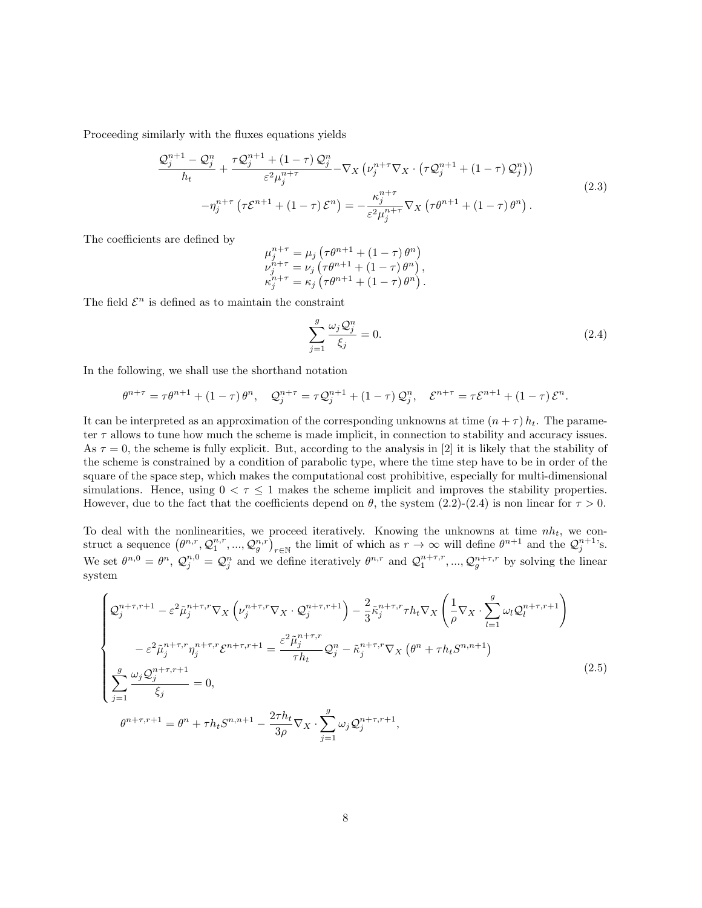Proceeding similarly with the fluxes equations yields

$$
\begin{aligned}
\frac{\mathcal{Q}_j^{n+1}-\mathcal{Q}_j^n}{h_t} + \frac{\tau\mathcal{Q}_j^{n+1}+(1-\tau)\,\mathcal{Q}_j^n}{\varepsilon^2\mu_j^{n+\tau}} - \nabla_X\left(\nu_j^{n+\tau}\nabla_X\cdot\left(\tau\mathcal{Q}_j^{n+1}+(1-\tau)\,\mathcal{Q}_j^n\right)\right) \\
-\eta_j^{n+\tau}\left(\tau\mathcal{E}^{n+1}+(1-\tau)\,\mathcal{E}^n\right) = -\frac{\kappa_j^{n+\tau}}{\varepsilon^2\mu_j^{n+\tau}}\nabla_X\left(\tau\theta^{n+1}+(1-\tau)\,\theta^n\right).
\end{aligned}
\tag{2.3}
$$

The coefficients are defined by

$$
\begin{aligned}
\mu_j^{n+\tau} &= \mu_j\left(\tau\theta^{n+1}+(1-\tau)\,\theta^n\right)\\
\nu_j^{n+\tau} &= \nu_j\left(\tau\theta^{n+1}+(1-\tau)\,\theta^n\right),\\
\kappa_j^{n+\tau} &= \kappa_j\left(\tau\theta^{n+1}+(1-\tau)\,\theta^n\right).
\end{aligned}
$$

The field $\mathcal{E}^n$ is defined as to maintain the constraint

$$
\sum_{j=1}^{g}\frac{\omega_j\,\mathcal{Q}_j^n}{\xi_j} = 0. \tag{2.4}
$$

In the following, we shall use the shorthand notation

$$
\theta^{n+\tau} = \tau\theta^{n+1}+(1-\tau)\,\theta^n, \quad \mathcal{Q}_j^{n+\tau} = \tau\mathcal{Q}_j^{n+1}+(1-\tau)\,\mathcal{Q}_j^n, \quad \mathcal{E}^{n+\tau} = \tau\mathcal{E}^{n+1}+(1-\tau)\,\mathcal{E}^n.
$$

It can be interpreted as an approximation of the corresponding unknowns at time $(n+\tau)\,h_t$. The parameter $\tau$ allows to tune how much the scheme is made implicit, in connection to stability and accuracy issues. As $\tau = 0$, the scheme is fully explicit. But, according to the analysis in [2] it is likely that the stability of the scheme is constrained by a condition of parabolic type, where the time step have to be in order of the square of the space step, which makes the computational cost prohibitive, especially for multi-dimensional simulations. Hence, using $0 < \tau \leq 1$ makes the scheme implicit and improves the stability properties. However, due to the fact that the coefficients depend on $\theta$, the system (2.2)-(2.4) is non linear for $\tau > 0$.

To deal with the nonlinearities, we proceed iteratively. Knowing the unknowns at time $nh_t$, we construct a sequence $\left(\theta^{n,r},\mathcal{Q}_1^{n,r},...,\mathcal{Q}_g^{n,r}\right)_{r\in\mathbb{N}}$ the limit of which as $r\to\infty$ will define $\theta^{n+1}$ and the $\mathcal{Q}_j^{n+1}$'s. We set $\theta^{n,0}=\theta^n$, $\mathcal{Q}_j^{n,0}=\mathcal{Q}_j^n$ and we define iteratively $\theta^{n,r}$ and $\mathcal{Q}_1^{n+\tau,r},...,\mathcal{Q}_g^{n+\tau,r}$ by solving the linear system

$$
\left\{
\begin{aligned}
&\mathcal{Q}_j^{n+\tau,r+1} - \varepsilon^2\tilde{\mu}_j^{n+\tau,r}\nabla_X\left(\nu_j^{n+\tau,r}\nabla_X\cdot\mathcal{Q}_j^{n+\tau,r+1}\right) - \frac{2}{3}\tilde{\kappa}_j^{n+\tau,r}\tau h_t\nabla_X\left(\frac{1}{\rho}\nabla_X\cdot\sum_{l=1}^{g}\omega_l\mathcal{Q}_l^{n+\tau,r+1}\right)\\
&\qquad - \varepsilon^2\tilde{\mu}_j^{n+\tau,r}\eta_j^{n+\tau,r}\mathcal{E}^{n+\tau,r+1} = \frac{\varepsilon^2\tilde{\mu}_j^{n+\tau,r}}{\tau h_t}\mathcal{Q}_j^n - \tilde{\kappa}_j^{n+\tau,r}\nabla_X\left(\theta^n+\tau h_t S^{n,n+1}\right)\\
&\sum_{j=1}^{g}\frac{\omega_j\,\mathcal{Q}_j^{n+\tau,r+1}}{\xi_j} = 0,
\end{aligned}
\right.
\tag{2.5}
$$

$$
\theta^{n+\tau,r+1} = \theta^n + \tau h_t S^{n,n+1} - \frac{2\tau h_t}{3\rho}\nabla_X\cdot\sum_{j=1}^{g}\omega_j\,\mathcal{Q}_j^{n+\tau,r+1},
$$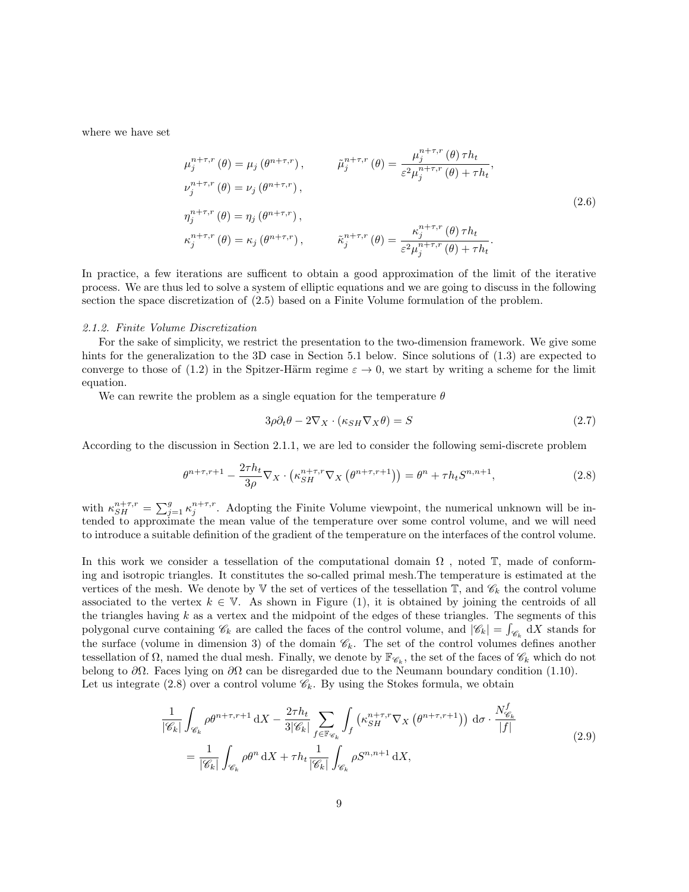where we have set

$$
\begin{aligned}
&\mu_j^{n+\tau,r}(\theta) = \mu_j\left(\theta^{n+\tau,r}\right), &&\tilde{\mu}_j^{n+\tau,r}(\theta) = \frac{\mu_j^{n+\tau,r}(\theta)\,\tau h_t}{\varepsilon^2 \mu_j^{n+\tau,r}(\theta) + \tau h_t},\\
&\nu_j^{n+\tau,r}(\theta) = \nu_j\left(\theta^{n+\tau,r}\right), && \\
&\eta_j^{n+\tau,r}(\theta) = \eta_j\left(\theta^{n+\tau,r}\right), && \\
&\kappa_j^{n+\tau,r}(\theta) = \kappa_j\left(\theta^{n+\tau,r}\right), &&\tilde{\kappa}_j^{n+\tau,r}(\theta) = \frac{\kappa_j^{n+\tau,r}(\theta)\,\tau h_t}{\varepsilon^2 \mu_j^{n+\tau,r}(\theta) + \tau h_t}.
\end{aligned}
\tag{2.6}
$$

In practice, a few iterations are sufficent to obtain a good approximation of the limit of the iterative process. We are thus led to solve a system of elliptic equations and we are going to discuss in the following section the space discretization of (2.5) based on a Finite Volume formulation of the problem.

#### *2.1.2. Finite Volume Discretization*

For the sake of simplicity, we restrict the presentation to the two-dimension framework. We give some hints for the generalization to the 3D case in Section 5.1 below. Since solutions of (1.3) are expected to converge to those of (1.2) in the Spitzer-Härm regime $\varepsilon \to 0$, we start by writing a scheme for the limit equation.

We can rewrite the problem as a single equation for the temperature $\theta$

$$
3\rho \partial_t \theta - 2\nabla_X \cdot (\kappa_{SH} \nabla_X \theta) = S \tag{2.7}
$$

According to the discussion in Section 2.1.1, we are led to consider the following semi-discrete problem

$$
\theta^{n+\tau,r+1} - \frac{2\tau h_t}{3\rho} \nabla_X \cdot \left(\kappa_{SH}^{n+\tau,r} \nabla_X \left(\theta^{n+\tau,r+1}\right)\right) = \theta^n + \tau h_t S^{n,n+1}, \tag{2.8}
$$

with $\kappa_{SH}^{n+\tau,r} = \sum_{j=1}^{g} \kappa_j^{n+\tau,r}$. Adopting the Finite Volume viewpoint, the numerical unknown will be intended to approximate the mean value of the temperature over some control volume, and we will need to introduce a suitable definition of the gradient of the temperature on the interfaces of the control volume.

In this work we consider a tessellation of the computational domain $\Omega$ , noted $\mathbb{T}$, made of conforming and isotropic triangles. It constitutes the so-called primal mesh.The temperature is estimated at the vertices of the mesh. We denote by $\mathbb{V}$ the set of vertices of the tessellation $\mathbb{T}$, and $\mathscr{C}_k$ the control volume associated to the vertex $k \in \mathbb{V}$. As shown in Figure (1), it is obtained by joining the centroids of all the triangles having $k$ as a vertex and the midpoint of the edges of these triangles. The segments of this polygonal curve containing $\mathscr{C}_k$ are called the faces of the control volume, and $|\mathscr{C}_k| = \int_{\mathscr{C}_k} \mathrm{d}X$ stands for the surface (volume in dimension 3) of the domain $\mathscr{C}_k$. The set of the control volumes defines another tessellation of $\Omega$, named the dual mesh. Finally, we denote by $\mathbb{F}_{\mathscr{C}_k}$, the set of the faces of $\mathscr{C}_k$ which do not belong to $\partial\Omega$. Faces lying on $\partial\Omega$ can be disregarded due to the Neumann boundary condition (1.10).
Let us integrate (2.8) over a control volume $\mathscr{C}_k$. By using the Stokes formula, we obtain

$$
\begin{aligned}
&\frac{1}{|\mathscr{C}_k|} \int_{\mathscr{C}_k} \rho \theta^{n+\tau,r+1} \,\mathrm{d}X - \frac{2\tau h_t}{3|\mathscr{C}_k|} \sum_{f \in \mathbb{F}_{\mathscr{C}_k}} \int_f \left(\kappa_{SH}^{n+\tau,r} \nabla_X \left(\theta^{n+\tau,r+1}\right)\right) \mathrm{d}\sigma \cdot \frac{N_{\mathscr{C}_k}^f}{|f|}\\
&\quad = \frac{1}{|\mathscr{C}_k|} \int_{\mathscr{C}_k} \rho \theta^n \,\mathrm{d}X + \tau h_t \frac{1}{|\mathscr{C}_k|} \int_{\mathscr{C}_k} \rho S^{n,n+1} \,\mathrm{d}X,
\end{aligned}
\tag{2.9}
$$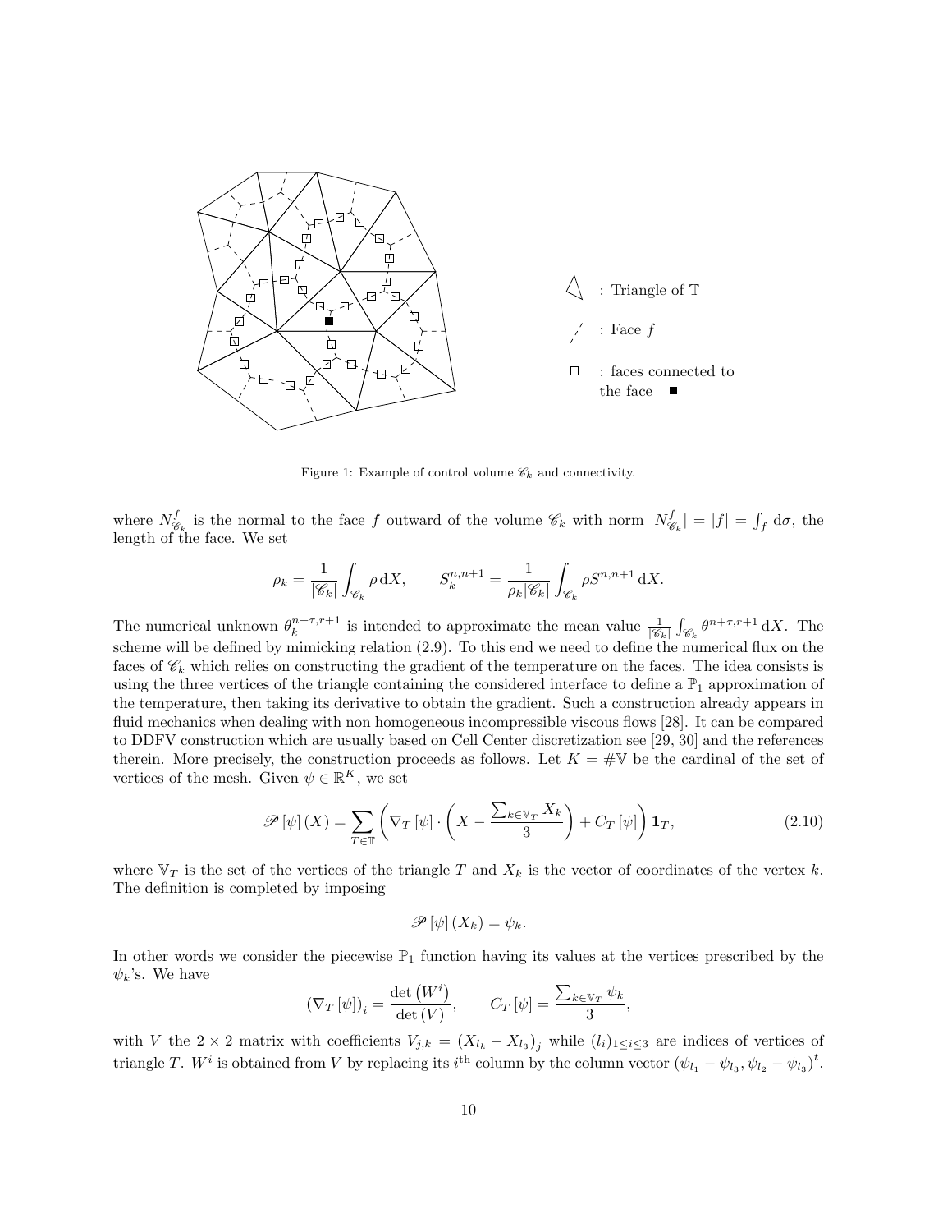: Triangle of $\mathbb{T}$

: Face $f$

: faces connected to the face ■

Figure 1: Example of control volume $\mathscr{C}_k$ and connectivity.

where $N^f_{\mathscr{C}_k}$ is the normal to the face $f$ outward of the volume $\mathscr{C}_k$ with norm $|N^f_{\mathscr{C}_k}| = |f| = \int_f \,\mathrm{d}\sigma$, the length of the face. We set

$$\rho_k = \frac{1}{|\mathscr{C}_k|}\int_{\mathscr{C}_k} \rho \,\mathrm{d}X, \qquad S_k^{n,n+1} = \frac{1}{\rho_k|\mathscr{C}_k|}\int_{\mathscr{C}_k} \rho S^{n,n+1}\,\mathrm{d}X.$$

The numerical unknown $\theta_k^{n+\tau,r+1}$ is intended to approximate the mean value $\frac{1}{|\mathscr{C}_k|}\int_{\mathscr{C}_k}\theta^{n+\tau,r+1}\,\mathrm{d}X$. The scheme will be defined by mimicking relation (2.9). To this end we need to define the numerical flux on the faces of $\mathscr{C}_k$ which relies on constructing the gradient of the temperature on the faces. The idea consists is using the three vertices of the triangle containing the considered interface to define a $\mathbb{P}_1$ approximation of the temperature, then taking its derivative to obtain the gradient. Such a construction already appears in fluid mechanics when dealing with non homogeneous incompressible viscous flows [28]. It can be compared to DDFV construction which are usually based on Cell Center discretization see [29, 30] and the references therein. More precisely, the construction proceeds as follows. Let $K = \#\mathbb{V}$ be the cardinal of the set of vertices of the mesh. Given $\psi \in \mathbb{R}^K$, we set

$$\mathscr{P}[\psi](X) = \sum_{T\in\mathbb{T}}\left(\nabla_T[\psi]\cdot\left(X - \frac{\sum_{k\in\mathbb{V}_T} X_k}{3}\right) + C_T[\psi]\right)\mathbf{1}_T, \tag{2.10}$$

where $\mathbb{V}_T$ is the set of the vertices of the triangle $T$ and $X_k$ is the vector of coordinates of the vertex $k$. The definition is completed by imposing

$$\mathscr{P}[\psi](X_k) = \psi_k.$$

In other words we consider the piecewise $\mathbb{P}_1$ function having its values at the vertices prescribed by the $\psi_k$'s. We have

$$(\nabla_T[\psi])_i = \frac{\det(W^i)}{\det(V)}, \qquad C_T[\psi] = \frac{\sum_{k\in\mathbb{V}_T}\psi_k}{3},$$

with $V$ the $2\times 2$ matrix with coefficients $V_{j,k} = (X_{l_k} - X_{l_3})_j$ while $(l_i)_{1\le i\le 3}$ are indices of vertices of triangle $T$. $W^i$ is obtained from $V$ by replacing its $i^{\text{th}}$ column by the column vector $(\psi_{l_1}-\psi_{l_3}, \psi_{l_2}-\psi_{l_3})^t$.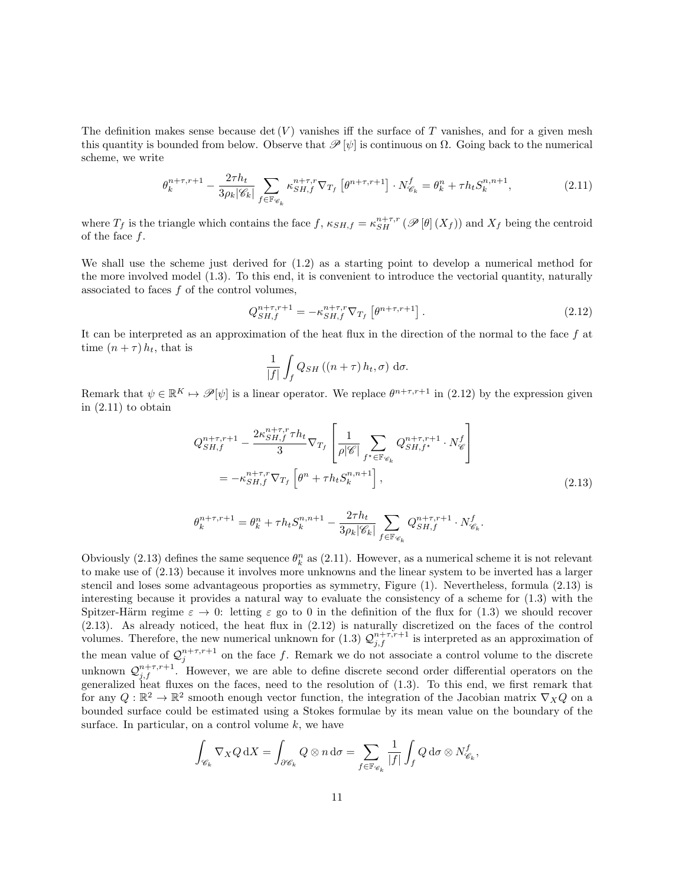The definition makes sense because $\det(V)$ vanishes iff the surface of $T$ vanishes, and for a given mesh this quantity is bounded from below. Observe that $\mathscr{P}[\psi]$ is continuous on $\Omega$. Going back to the numerical scheme, we write

$$\theta_k^{n+\tau,r+1} - \frac{2\tau h_t}{3\rho_k|\mathscr{C}_k|} \sum_{f\in\mathbb{F}_{\mathscr{C}_k}} \kappa_{SH,f}^{n+\tau,r} \nabla_{T_f}\left[\theta^{n+\tau,r+1}\right]\cdot N_{\mathscr{C}_k}^f = \theta_k^n + \tau h_t S_k^{n,n+1}, \tag{2.11}$$

where $T_f$ is the triangle which contains the face $f$, $\kappa_{SH,f} = \kappa_{SH}^{n+\tau,r}\left(\mathscr{P}[\theta](X_f)\right)$ and $X_f$ being the centroid of the face $f$.

We shall use the scheme just derived for (1.2) as a starting point to develop a numerical method for the more involved model (1.3). To this end, it is convenient to introduce the vectorial quantity, naturally associated to faces $f$ of the control volumes,

$$Q_{SH,f}^{n+\tau,r+1} = -\kappa_{SH,f}^{n+\tau,r}\nabla_{T_f}\left[\theta^{n+\tau,r+1}\right]. \tag{2.12}$$

It can be interpreted as an approximation of the heat flux in the direction of the normal to the face $f$ at time $(n+\tau)h_t$, that is

$$\frac{1}{|f|}\int_f Q_{SH}\left((n+\tau)h_t,\sigma\right)\,\mathrm{d}\sigma.$$

Remark that $\psi\in\mathbb{R}^K\mapsto\mathscr{P}[\psi]$ is a linear operator. We replace $\theta^{n+\tau,r+1}$ in (2.12) by the expression given in (2.11) to obtain

$$\begin{aligned}
Q_{SH,f}^{n+\tau,r+1} - \frac{2\kappa_{SH,f}^{n+\tau,r}\tau h_t}{3}\nabla_{T_f}\left[\frac{1}{\rho|\mathscr{C}|}\sum_{f^\star\in\mathbb{F}_{\mathscr{C}_k}} Q_{SH,f^\star}^{n+\tau,r+1}\cdot N_{\mathscr{C}}^f\right]& \\
= -\kappa_{SH,f}^{n+\tau,r}\nabla_{T_f}\left[\theta^n + \tau h_t S_k^{n,n+1}\right],&
\end{aligned} \tag{2.13}$$

$$\theta_k^{n+\tau,r+1} = \theta_k^n + \tau h_t S_k^{n,n+1} - \frac{2\tau h_t}{3\rho_k|\mathscr{C}_k|}\sum_{f\in\mathbb{F}_{\mathscr{C}_k}} Q_{SH,f}^{n+\tau,r+1}\cdot N_{\mathscr{C}_k}^f.$$

Obviously (2.13) defines the same sequence $\theta_k^n$ as (2.11). However, as a numerical scheme it is not relevant to make use of (2.13) because it involves more unknowns and the linear system to be inverted has a larger stencil and loses some advantageous proporties as symmetry, Figure (1). Nevertheless, formula (2.13) is interesting because it provides a natural way to evaluate the consistency of a scheme for (1.3) with the Spitzer-Härm regime $\varepsilon\to 0$: letting $\varepsilon$ go to 0 in the definition of the flux for (1.3) we should recover (2.13). As already noticed, the heat flux in (2.12) is naturally discretized on the faces of the control volumes. Therefore, the new numerical unknown for (1.3) $\mathcal{Q}_{j,f}^{n+\tau,r+1}$ is interpreted as an approximation of the mean value of $\mathcal{Q}_j^{n+\tau,r+1}$ on the face $f$. Remark we do not associate a control volume to the discrete unknown $\mathcal{Q}_{j,f}^{n+\tau,r+1}$. However, we are able to define discrete second order differential operators on the generalized heat fluxes on the faces, need to the resolution of (1.3). To this end, we first remark that for any $Q:\mathbb{R}^2\to\mathbb{R}^2$ smooth enough vector function, the integration of the Jacobian matrix $\nabla_X Q$ on a bounded surface could be estimated using a Stokes formulae by its mean value on the boundary of the surface. In particular, on a control volume $k$, we have

$$\int_{\mathscr{C}_k}\nabla_X Q\,\mathrm{d}X = \int_{\partial\mathscr{C}_k} Q\otimes n\,\mathrm{d}\sigma = \sum_{f\in\mathbb{F}_{\mathscr{C}_k}}\frac{1}{|f|}\int_f Q\,\mathrm{d}\sigma\otimes N_{\mathscr{C}_k}^f,$$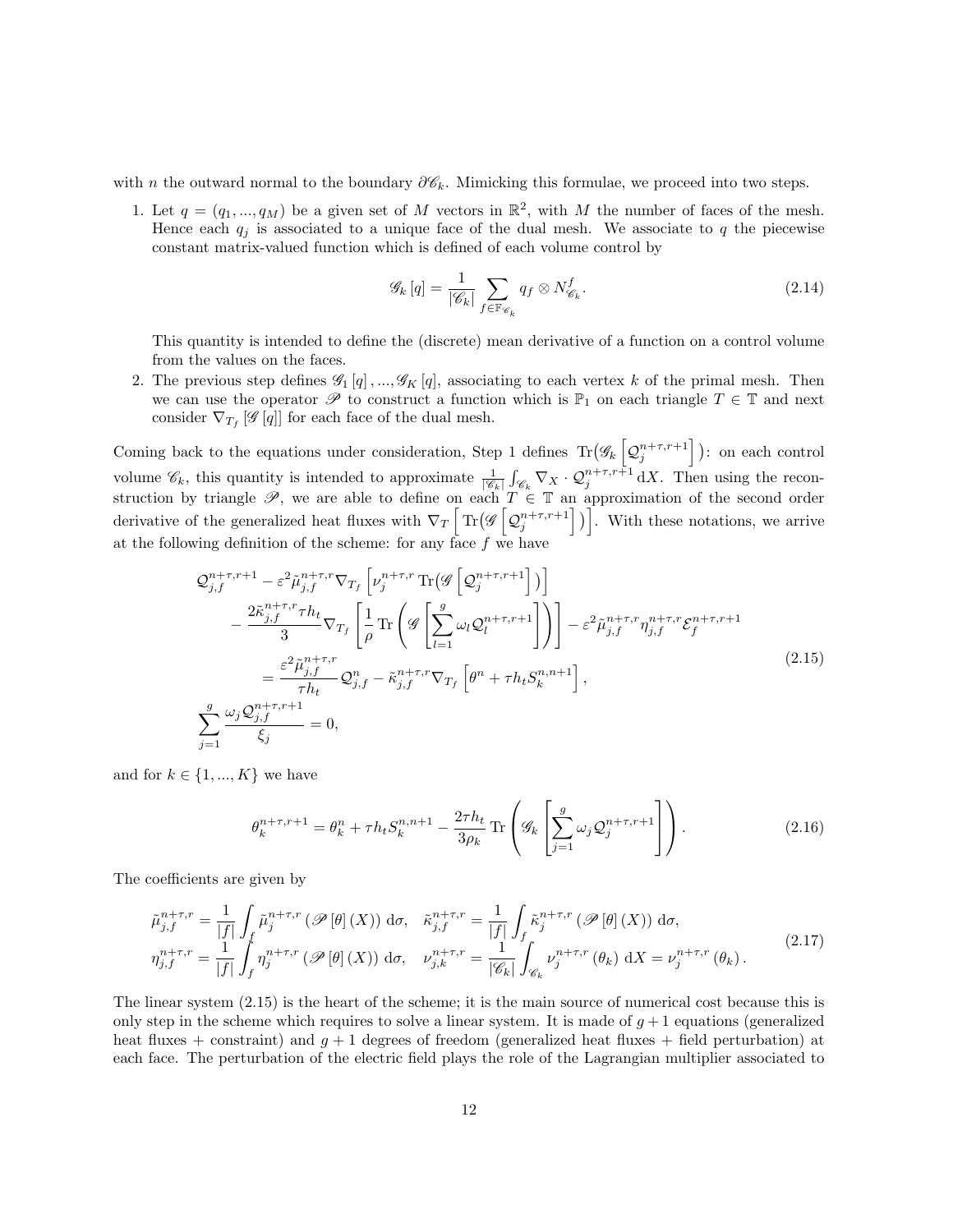with $n$ the outward normal to the boundary $\partial\mathscr{C}_k$. Mimicking this formulae, we proceed into two steps.

1. Let $q = (q_1, ..., q_M)$ be a given set of $M$ vectors in $\mathbb{R}^2$, with $M$ the number of faces of the mesh. Hence each $q_j$ is associated to a unique face of the dual mesh. We associate to $q$ the piecewise constant matrix-valued function which is defined of each volume control by

$$\mathscr{G}_k\left[q\right] = \frac{1}{|\mathscr{C}_k|} \sum_{f \in \mathbb{F}_{\mathscr{C}_k}} q_f \otimes N^f_{\mathscr{C}_k}. \tag{2.14}$$

   This quantity is intended to define the (discrete) mean derivative of a function on a control volume from the values on the faces.

2. The previous step defines $\mathscr{G}_1\left[q\right], ..., \mathscr{G}_K\left[q\right]$, associating to each vertex $k$ of the primal mesh. Then we can use the operator $\mathscr{P}$ to construct a function which is $\mathbb{P}_1$ on each triangle $T \in \mathbb{T}$ and next consider $\nabla_{T_f}\left[\mathscr{G}\left[q\right]\right]$ for each face of the dual mesh.

Coming back to the equations under consideration, Step 1 defines $\mathrm{Tr}\big(\mathscr{G}_k\left[\mathcal{Q}_j^{n+\tau,r+1}\right]\big)$: on each control volume $\mathscr{C}_k$, this quantity is intended to approximate $\frac{1}{|\mathscr{C}_k|}\int_{\mathscr{C}_k} \nabla_X \cdot \mathcal{Q}_j^{n+\tau,r+1}\,\mathrm{d}X$. Then using the reconstruction by triangle $\mathscr{P}$, we are able to define on each $T \in \mathbb{T}$ an approximation of the second order derivative of the generalized heat fluxes with $\nabla_T\left[\mathrm{Tr}\big(\mathscr{G}\left[\mathcal{Q}_j^{n+\tau,r+1}\right]\big)\right]$. With these notations, we arrive at the following definition of the scheme: for any face $f$ we have

$$\begin{aligned}
&\mathcal{Q}_{j,f}^{n+\tau,r+1} - \varepsilon^2 \tilde{\mu}_{j,f}^{n+\tau,r} \nabla_{T_f}\left[\nu_j^{n+\tau,r}\,\mathrm{Tr}\big(\mathscr{G}\left[\mathcal{Q}_j^{n+\tau,r+1}\right]\big)\right] \\
&\qquad - \frac{2\tilde{\kappa}_{j,f}^{n+\tau,r}\tau h_t}{3}\nabla_{T_f}\left[\frac{1}{\rho}\,\mathrm{Tr}\left(\mathscr{G}\left[\sum_{l=1}^{g}\omega_l \mathcal{Q}_l^{n+\tau,r+1}\right]\right)\right] - \varepsilon^2 \tilde{\mu}_{j,f}^{n+\tau,r}\eta_{j,f}^{n+\tau,r}\mathcal{E}_f^{n+\tau,r+1} \\
&\qquad = \frac{\varepsilon^2\tilde{\mu}_{j,f}^{n+\tau,r}}{\tau h_t}\mathcal{Q}_{j,f}^{n} - \tilde{\kappa}_{j,f}^{n+\tau,r}\nabla_{T_f}\left[\theta^n + \tau h_t S_k^{n,n+1}\right], \\
&\sum_{j=1}^{g}\frac{\omega_j \mathcal{Q}_{j,f}^{n+\tau,r+1}}{\xi_j} = 0,
\end{aligned} \tag{2.15}$$

and for $k \in \{1, ..., K\}$ we have

$$\theta_k^{n+\tau,r+1} = \theta_k^n + \tau h_t S_k^{n,n+1} - \frac{2\tau h_t}{3\rho_k}\,\mathrm{Tr}\left(\mathscr{G}_k\left[\sum_{j=1}^{g}\omega_j \mathcal{Q}_j^{n+\tau,r+1}\right]\right). \tag{2.16}$$

The coefficients are given by

$$\begin{aligned}
\tilde{\mu}_{j,f}^{n+\tau,r} &= \frac{1}{|f|}\int_f \tilde{\mu}_j^{n+\tau,r}\left(\mathscr{P}\left[\theta\right](X)\right)\,\mathrm{d}\sigma, \quad \tilde{\kappa}_{j,f}^{n+\tau,r} = \frac{1}{|f|}\int_f \tilde{\kappa}_j^{n+\tau,r}\left(\mathscr{P}\left[\theta\right](X)\right)\,\mathrm{d}\sigma, \\
\eta_{j,f}^{n+\tau,r} &= \frac{1}{|f|}\int_f \eta_j^{n+\tau,r}\left(\mathscr{P}\left[\theta\right](X)\right)\,\mathrm{d}\sigma, \quad \nu_{j,k}^{n+\tau,r} = \frac{1}{|\mathscr{C}_k|}\int_{\mathscr{C}_k}\nu_j^{n+\tau,r}\left(\theta_k\right)\,\mathrm{d}X = \nu_j^{n+\tau,r}\left(\theta_k\right).
\end{aligned} \tag{2.17}$$

The linear system (2.15) is the heart of the scheme; it is the main source of numerical cost because this is only step in the scheme which requires to solve a linear system. It is made of $g+1$ equations (generalized heat fluxes + constraint) and $g+1$ degrees of freedom (generalized heat fluxes + field perturbation) at each face. The perturbation of the electric field plays the role of the Lagrangian multiplier associated to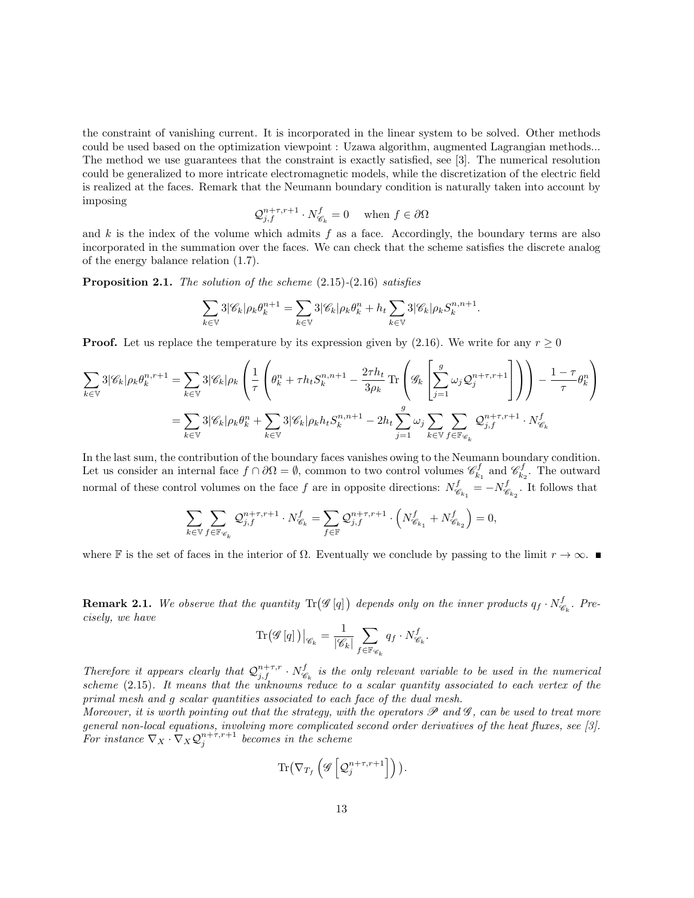the constraint of vanishing current. It is incorporated in the linear system to be solved. Other methods could be used based on the optimization viewpoint : Uzawa algorithm, augmented Lagrangian methods... The method we use guarantees that the constraint is exactly satisfied, see [3]. The numerical resolution could be generalized to more intricate electromagnetic models, while the discretization of the electric field is realized at the faces. Remark that the Neumann boundary condition is naturally taken into account by imposing

$$\mathcal{Q}_{j,f}^{n+\tau,r+1} \cdot N_{\mathscr{C}_k}^f = 0 \quad \text{when } f \in \partial\Omega$$

and $k$ is the index of the volume which admits $f$ as a face. Accordingly, the boundary terms are also incorporated in the summation over the faces. We can check that the scheme satisfies the discrete analog of the energy balance relation (1.7).

**Proposition 2.1.** *The solution of the scheme* (2.15)-(2.16) *satisfies*

$$\sum_{k\in\mathbb{V}} 3|\mathscr{C}_k|\rho_k\theta_k^{n+1} = \sum_{k\in\mathbb{V}} 3|\mathscr{C}_k|\rho_k\theta_k^{n} + h_t \sum_{k\in\mathbb{V}} 3|\mathscr{C}_k|\rho_k S_k^{n,n+1}.$$

**Proof.** Let us replace the temperature by its expression given by (2.16). We write for any $r \geq 0$

$$\begin{aligned}
\sum_{k\in\mathbb{V}} 3|\mathscr{C}_k|\rho_k\theta_k^{n,r+1} &= \sum_{k\in\mathbb{V}} 3|\mathscr{C}_k|\rho_k \left( \frac{1}{\tau}\left( \theta_k^n + \tau h_t S_k^{n,n+1} - \frac{2\tau h_t}{3\rho_k} \operatorname{Tr}\left( \mathscr{G}_k \left[ \sum_{j=1}^{g} \omega_j \mathcal{Q}_j^{n+\tau,r+1} \right] \right) \right) - \frac{1-\tau}{\tau}\theta_k^n \right) \\
&= \sum_{k\in\mathbb{V}} 3|\mathscr{C}_k|\rho_k\theta_k^n + \sum_{k\in\mathbb{V}} 3|\mathscr{C}_k|\rho_k h_t S_k^{n,n+1} - 2h_t \sum_{j=1}^{g} \omega_j \sum_{k\in\mathbb{V}} \sum_{f\in\mathbb{F}_{\mathscr{C}_k}} \mathcal{Q}_{j,f}^{n+\tau,r+1} \cdot N_{\mathscr{C}_k}^f
\end{aligned}$$

In the last sum, the contribution of the boundary faces vanishes owing to the Neumann boundary condition. Let us consider an internal face $f \cap \partial\Omega = \emptyset$, common to two control volumes $\mathscr{C}_{k_1}^f$ and $\mathscr{C}_{k_2}^f$. The outward normal of these control volumes on the face $f$ are in opposite directions: $N_{\mathscr{C}_{k_1}}^f = -N_{\mathscr{C}_{k_2}}^f$. It follows that

$$\sum_{k\in\mathbb{V}} \sum_{f\in\mathbb{F}_{\mathscr{C}_k}} \mathcal{Q}_{j,f}^{n+\tau,r+1} \cdot N_{\mathscr{C}_k}^f = \sum_{f\in\mathbb{F}} \mathcal{Q}_{j,f}^{n+\tau,r+1} \cdot \left( N_{\mathscr{C}_{k_1}}^f + N_{\mathscr{C}_{k_2}}^f \right) = 0,$$

where $\mathbb{F}$ is the set of faces in the interior of $\Omega$. Eventually we conclude by passing to the limit $r \to \infty$. ∎

**Remark 2.1.** *We observe that the quantity* $\operatorname{Tr}(\mathscr{G}[q])$ *depends only on the inner products* $q_f \cdot N_{\mathscr{C}_k}^f$. *Precisely, we have*

$$\operatorname{Tr}(\mathscr{G}[q])\big|_{\mathscr{C}_k} = \frac{1}{|\mathscr{C}_k|} \sum_{f\in\mathbb{F}_{\mathscr{C}_k}} q_f \cdot N_{\mathscr{C}_k}^f.$$

*Therefore it appears clearly that* $\mathcal{Q}_{j,f}^{n+\tau,r} \cdot N_{\mathscr{C}_k}^f$ *is the only relevant variable to be used in the numerical scheme* (2.15)*. It means that the unknowns reduce to a scalar quantity associated to each vertex of the primal mesh and* $g$ *scalar quantities associated to each face of the dual mesh.*
*Moreover, it is worth pointing out that the strategy, with the operators* $\mathscr{P}$ *and* $\mathscr{G}$*, can be used to treat more general non-local equations, involving more complicated second order derivatives of the heat fluxes, see [3]. For instance* $\nabla_X \cdot \nabla_X \mathcal{Q}_j^{n+\tau,r+1}$ *becomes in the scheme*

$$\operatorname{Tr}\left(\nabla_{T_f}\left(\mathscr{G}\left[\mathcal{Q}_j^{n+\tau,r+1}\right]\right)\right).$$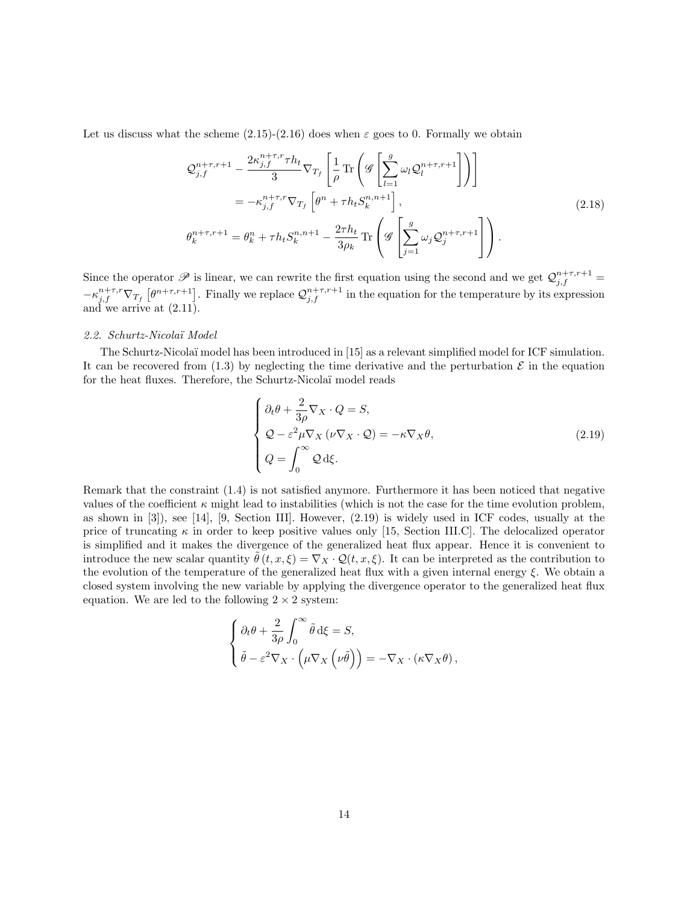Let us discuss what the scheme (2.15)-(2.16) does when $\varepsilon$ goes to 0. Formally we obtain

$$
\begin{aligned}
\mathcal{Q}_{j,f}^{n+\tau,r+1} - \frac{2\kappa_{j,f}^{n+\tau,r}\tau h_t}{3}\nabla_{T_f}\left[\frac{1}{\rho}\operatorname{Tr}\left(\mathscr{G}\left[\sum_{l=1}^{g}\omega_l \mathcal{Q}_l^{n+\tau,r+1}\right]\right)\right] \\
= -\kappa_{j,f}^{n+\tau,r}\nabla_{T_f}\left[\theta^n + \tau h_t S_k^{n,n+1}\right], \\
\theta_k^{n+\tau,r+1} = \theta_k^n + \tau h_t S_k^{n,n+1} - \frac{2\tau h_t}{3\rho_k}\operatorname{Tr}\left(\mathscr{G}\left[\sum_{j=1}^{g}\omega_j \mathcal{Q}_j^{n+\tau,r+1}\right]\right).
\end{aligned}
\tag{2.18}
$$

Since the operator $\mathscr{P}$ is linear, we can rewrite the first equation using the second and we get $\mathcal{Q}_{j,f}^{n+\tau,r+1} = -\kappa_{j,f}^{n+\tau,r}\nabla_{T_f}\left[\theta^{n+\tau,r+1}\right]$. Finally we replace $\mathcal{Q}_{j,f}^{n+\tau,r+1}$ in the equation for the temperature by its expression and we arrive at (2.11).

### *2.2. Schurtz-Nicolaï Model*

The Schurtz-Nicolaï model has been introduced in [15] as a relevant simplified model for ICF simulation. It can be recovered from (1.3) by neglecting the time derivative and the perturbation $\mathcal{E}$ in the equation for the heat fluxes. Therefore, the Schurtz-Nicolaï model reads

$$
\begin{cases}
\partial_t\theta + \dfrac{2}{3\rho}\nabla_X\cdot Q = S, \\
\mathcal{Q} - \varepsilon^2\mu\nabla_X\left(\nu\nabla_X\cdot\mathcal{Q}\right) = -\kappa\nabla_X\theta, \\
Q = \displaystyle\int_0^\infty \mathcal{Q}\,\mathrm{d}\xi.
\end{cases}
\tag{2.19}
$$

Remark that the constraint (1.4) is not satisfied anymore. Furthermore it has been noticed that negative values of the coefficient $\kappa$ might lead to instabilities (which is not the case for the time evolution problem, as shown in [3]), see [14], [9, Section III]. However, (2.19) is widely used in ICF codes, usually at the price of truncating $\kappa$ in order to keep positive values only [15, Section III.C]. The delocalized operator is simplified and it makes the divergence of the generalized heat flux appear. Hence it is convenient to introduce the new scalar quantity $\tilde{\theta}(t,x,\xi) = \nabla_X\cdot\mathcal{Q}(t,x,\xi)$. It can be interpreted as the contribution to the evolution of the temperature of the generalized heat flux with a given internal energy $\xi$. We obtain a closed system involving the new variable by applying the divergence operator to the generalized heat flux equation. We are led to the following $2\times 2$ system:

$$
\begin{cases}
\partial_t\theta + \dfrac{2}{3\rho}\displaystyle\int_0^\infty \tilde{\theta}\,\mathrm{d}\xi = S, \\
\tilde{\theta} - \varepsilon^2\nabla_X\cdot\left(\mu\nabla_X\left(\nu\tilde{\theta}\right)\right) = -\nabla_X\cdot\left(\kappa\nabla_X\theta\right),
\end{cases}
$$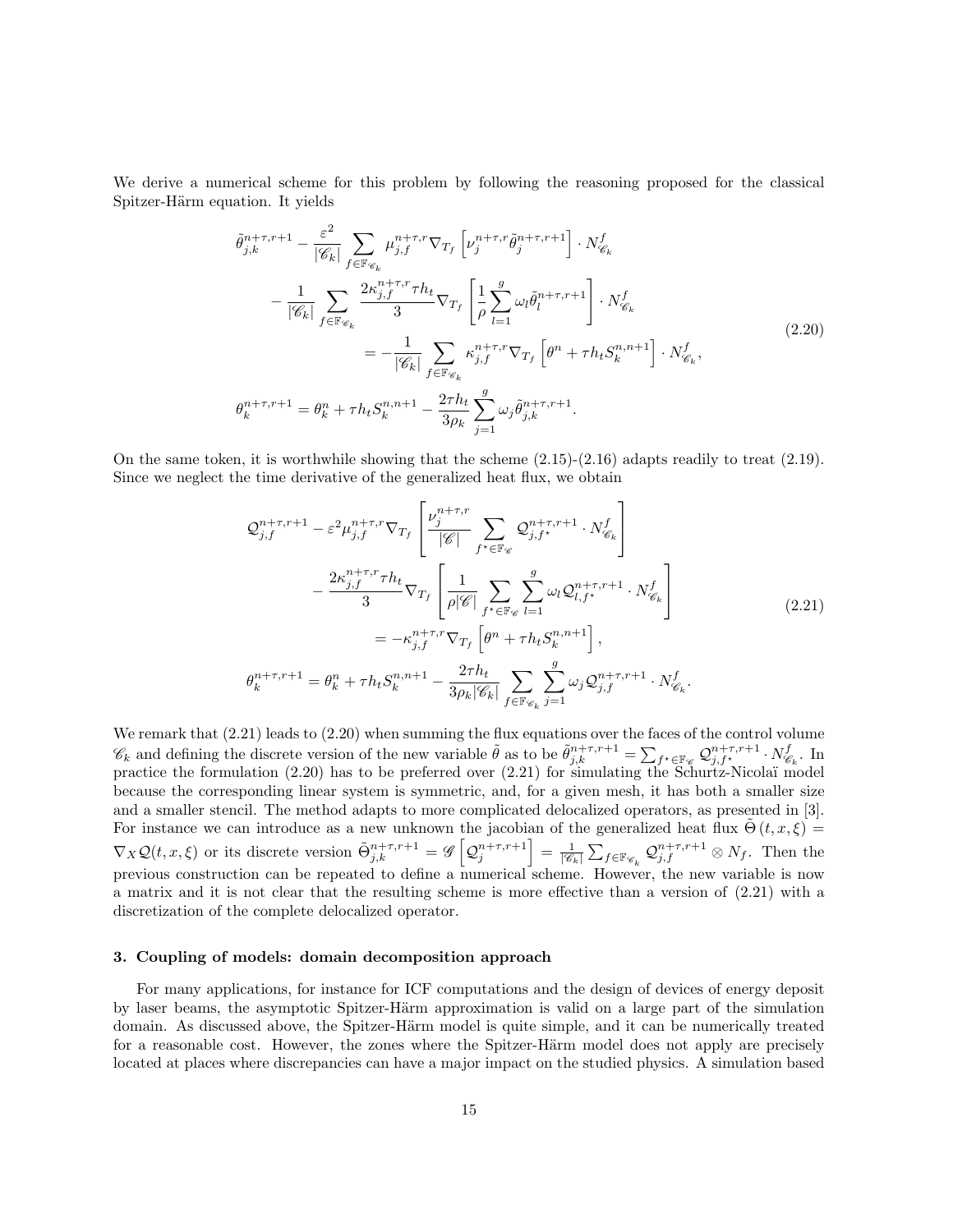We derive a numerical scheme for this problem by following the reasoning proposed for the classical Spitzer-Härm equation. It yields

$$
\begin{aligned}
\tilde{\theta}_{j,k}^{n+\tau,r+1} &- \frac{\varepsilon^2}{|\mathscr{C}_k|} \sum_{f \in \mathbb{F}_{\mathscr{C}_k}} \mu_{j,f}^{n+\tau,r} \nabla_{T_f} \left[ \nu_j^{n+\tau,r} \tilde{\theta}_j^{n+\tau,r+1} \right] \cdot N_{\mathscr{C}_k}^f \\
&- \frac{1}{|\mathscr{C}_k|} \sum_{f \in \mathbb{F}_{\mathscr{C}_k}} \frac{2\kappa_{j,f}^{n+\tau,r} \tau h_t}{3} \nabla_{T_f} \left[ \frac{1}{\rho} \sum_{l=1}^{g} \omega_l \tilde{\theta}_l^{n+\tau,r+1} \right] \cdot N_{\mathscr{C}_k}^f \\
&\qquad = - \frac{1}{|\mathscr{C}_k|} \sum_{f \in \mathbb{F}_{\mathscr{C}_k}} \kappa_{j,f}^{n+\tau,r} \nabla_{T_f} \left[ \theta^n + \tau h_t S_k^{n,n+1} \right] \cdot N_{\mathscr{C}_k}^f, \\
\theta_k^{n+\tau,r+1} &= \theta_k^n + \tau h_t S_k^{n,n+1} - \frac{2\tau h_t}{3\rho_k} \sum_{j=1}^{g} \omega_j \tilde{\theta}_{j,k}^{n+\tau,r+1}.
\end{aligned}
\tag{2.20}
$$

On the same token, it is worthwhile showing that the scheme (2.15)-(2.16) adapts readily to treat (2.19). Since we neglect the time derivative of the generalized heat flux, we obtain

$$
\begin{aligned}
\mathcal{Q}_{j,f}^{n+\tau,r+1} &- \varepsilon^2 \mu_{j,f}^{n+\tau,r} \nabla_{T_f} \left[ \frac{\nu_j^{n+\tau,r}}{|\mathscr{C}|} \sum_{f^\star \in \mathbb{F}_{\mathscr{C}}} \mathcal{Q}_{j,f^\star}^{n+\tau,r+1} \cdot N_{\mathscr{C}_k}^f \right] \\
&- \frac{2\kappa_{j,f}^{n+\tau,r} \tau h_t}{3} \nabla_{T_f} \left[ \frac{1}{\rho |\mathscr{C}|} \sum_{f^\star \in \mathbb{F}_{\mathscr{C}}} \sum_{l=1}^{g} \omega_l \mathcal{Q}_{l,f^\star}^{n+\tau,r+1} \cdot N_{\mathscr{C}_k}^f \right] \\
&\qquad = -\kappa_{j,f}^{n+\tau,r} \nabla_{T_f} \left[ \theta^n + \tau h_t S_k^{n,n+1} \right], \\
\theta_k^{n+\tau,r+1} &= \theta_k^n + \tau h_t S_k^{n,n+1} - \frac{2\tau h_t}{3\rho_k |\mathscr{C}_k|} \sum_{f \in \mathbb{F}_{\mathscr{C}_k}} \sum_{j=1}^{g} \omega_j \mathcal{Q}_{j,f}^{n+\tau,r+1} \cdot N_{\mathscr{C}_k}^f.
\end{aligned}
\tag{2.21}
$$

We remark that (2.21) leads to (2.20) when summing the flux equations over the faces of the control volume $\mathscr{C}_k$ and defining the discrete version of the new variable $\tilde{\theta}$ as to be $\tilde{\theta}_{j,k}^{n+\tau,r+1} = \sum_{f^\star \in \mathbb{F}_{\mathscr{C}}} \mathcal{Q}_{j,f^\star}^{n+\tau,r+1} \cdot N_{\mathscr{C}_k}^f$. In practice the formulation (2.20) has to be preferred over (2.21) for simulating the Schurtz-Nicolaï model because the corresponding linear system is symmetric, and, for a given mesh, it has both a smaller size and a smaller stencil. The method adapts to more complicated delocalized operators, as presented in [3]. For instance we can introduce as a new unknown the jacobian of the generalized heat flux $\tilde{\Theta}(t, x, \xi) = \nabla_X \mathcal{Q}(t, x, \xi)$ or its discrete version $\tilde{\Theta}_{j,k}^{n+\tau,r+1} = \mathscr{G}\left[\mathcal{Q}_j^{n+\tau,r+1}\right] = \frac{1}{|\mathscr{C}_k|} \sum_{f \in \mathbb{F}_{\mathscr{C}_k}} \mathcal{Q}_{j,f}^{n+\tau,r+1} \otimes N_f$. Then the previous construction can be repeated to define a numerical scheme. However, the new variable is now a matrix and it is not clear that the resulting scheme is more effective than a version of (2.21) with a discretization of the complete delocalized operator.

### 3. Coupling of models: domain decomposition approach

For many applications, for instance for ICF computations and the design of devices of energy deposit by laser beams, the asymptotic Spitzer-Härm approximation is valid on a large part of the simulation domain. As discussed above, the Spitzer-Härm model is quite simple, and it can be numerically treated for a reasonable cost. However, the zones where the Spitzer-Härm model does not apply are precisely located at places where discrepancies can have a major impact on the studied physics. A simulation based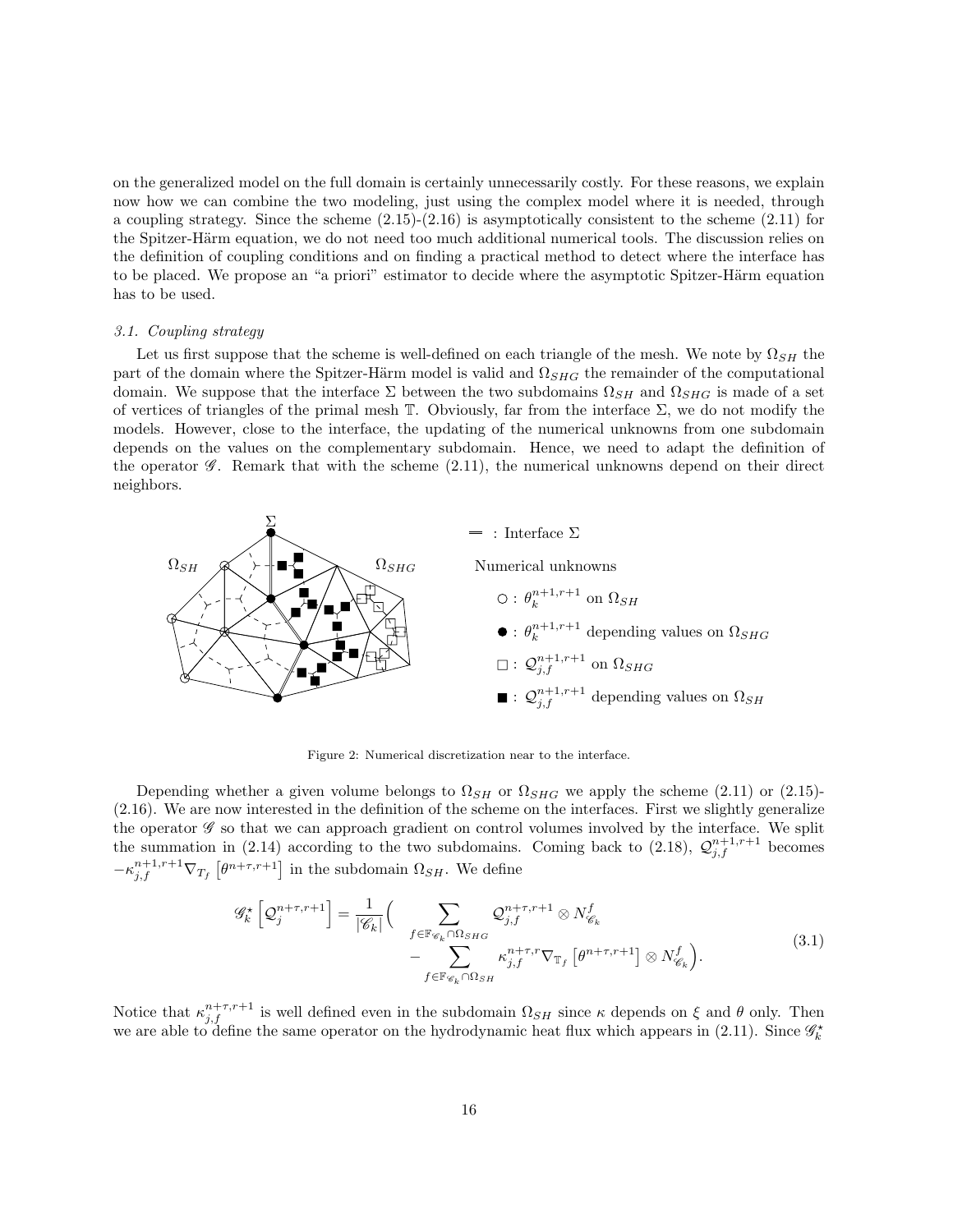on the generalized model on the full domain is certainly unnecessarily costly. For these reasons, we explain now how we can combine the two modeling, just using the complex model where it is needed, through a coupling strategy. Since the scheme (2.15)-(2.16) is asymptotically consistent to the scheme (2.11) for the Spitzer-Härm equation, we do not need too much additional numerical tools. The discussion relies on the definition of coupling conditions and on finding a practical method to detect where the interface has to be placed. We propose an "a priori" estimator to decide where the asymptotic Spitzer-Härm equation has to be used.

### 3.1. Coupling strategy

Let us first suppose that the scheme is well-defined on each triangle of the mesh. We note by $\Omega_{SH}$ the part of the domain where the Spitzer-Härm model is valid and $\Omega_{SHG}$ the remainder of the computational domain. We suppose that the interface $\Sigma$ between the two subdomains $\Omega_{SH}$ and $\Omega_{SHG}$ is made of a set of vertices of triangles of the primal mesh $\mathbb{T}$. Obviously, far from the interface $\Sigma$, we do not modify the models. However, close to the interface, the updating of the numerical unknowns from one subdomain depends on the values on the complementary subdomain. Hence, we need to adapt the definition of the operator $\mathscr{G}$. Remark that with the scheme (2.11), the numerical unknowns depend on their direct neighbors.

═ : Interface $\Sigma$

Numerical unknowns

○ : $\theta_k^{n+1,r+1}$ on $\Omega_{SH}$

● : $\theta_k^{n+1,r+1}$ depending values on $\Omega_{SHG}$

□ : $\mathcal{Q}_{j,f}^{n+1,r+1}$ on $\Omega_{SHG}$

■ : $\mathcal{Q}_{j,f}^{n+1,r+1}$ depending values on $\Omega_{SH}$

Figure 2: Numerical discretization near to the interface.

Depending whether a given volume belongs to $\Omega_{SH}$ or $\Omega_{SHG}$ we apply the scheme (2.11) or (2.15)-(2.16). We are now interested in the definition of the scheme on the interfaces. First we slightly generalize the operator $\mathscr{G}$ so that we can approach gradient on control volumes involved by the interface. We split the summation in (2.14) according to the two subdomains. Coming back to (2.18), $\mathcal{Q}_{j,f}^{n+1,r+1}$ becomes $-\kappa_{j,f}^{n+1,r+1}\nabla_{T_f}\left[\theta^{n+\tau,r+1}\right]$ in the subdomain $\Omega_{SH}$. We define

$$\mathscr{G}_k^\star\left[\mathcal{Q}_j^{n+\tau,r+1}\right] = \frac{1}{|\mathscr{C}_k|}\Big( \sum_{f\in\mathbb{F}_{\mathscr{C}_k}\cap\Omega_{SHG}} \mathcal{Q}_{j,f}^{n+\tau,r+1}\otimes N_{\mathscr{C}_k}^f - \sum_{f\in\mathbb{F}_{\mathscr{C}_k}\cap\Omega_{SH}} \kappa_{j,f}^{n+\tau,r}\nabla_{\mathbb{T}_f}\left[\theta^{n+\tau,r+1}\right]\otimes N_{\mathscr{C}_k}^f\Big). \tag{3.1}$$

Notice that $\kappa_{j,f}^{n+\tau,r+1}$ is well defined even in the subdomain $\Omega_{SH}$ since $\kappa$ depends on $\xi$ and $\theta$ only. Then we are able to define the same operator on the hydrodynamic heat flux which appears in (2.11). Since $\mathscr{G}_k^\star$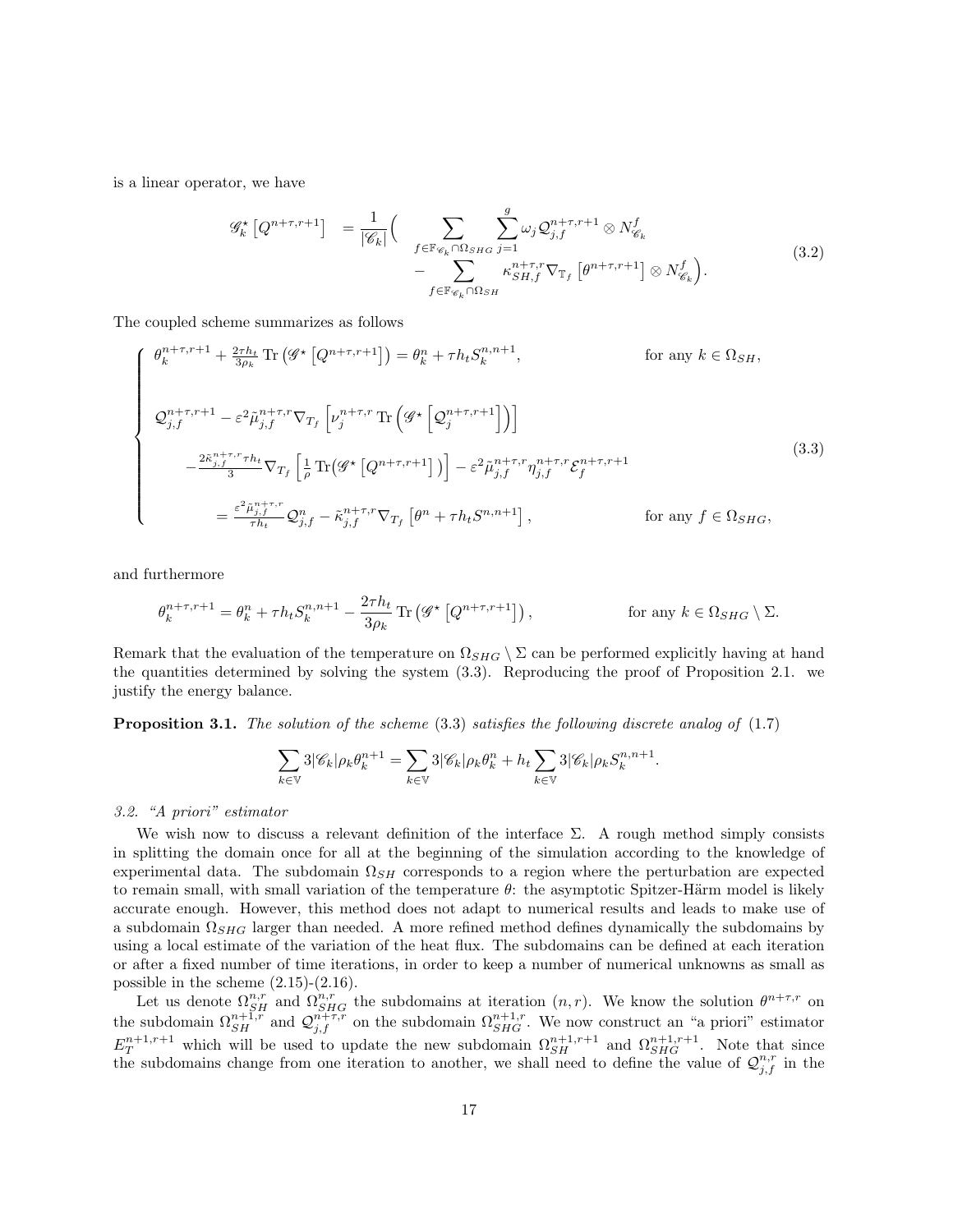is a linear operator, we have

$$
\begin{aligned}
\mathscr{G}_k^\star\left[Q^{n+\tau,r+1}\right] \quad = \frac{1}{|\mathscr{C}_k|}\Big( & \sum_{f\in\mathbb{F}_{\mathscr{C}_k}\cap\Omega_{SHG}} \sum_{j=1}^{g} \omega_j\, \mathcal{Q}_{j,f}^{n+\tau,r+1}\otimes N_{\mathscr{C}_k}^f \\
& - \sum_{f\in\mathbb{F}_{\mathscr{C}_k}\cap\Omega_{SH}} \kappa_{SH,f}^{n+\tau,r}\nabla_{\mathbb{T}_f}\left[\theta^{n+\tau,r+1}\right]\otimes N_{\mathscr{C}_k}^f\Big).
\end{aligned}
\tag{3.2}
$$

The coupled scheme summarizes as follows

$$
\left\{
\begin{aligned}
& \theta_k^{n+\tau,r+1} + \tfrac{2\tau h_t}{3\rho_k}\operatorname{Tr}\left(\mathscr{G}^\star\left[Q^{n+\tau,r+1}\right]\right) = \theta_k^n + \tau h_t S_k^{n,n+1}, && \text{for any } k\in\Omega_{SH},\\[2ex]
& \mathcal{Q}_{j,f}^{n+\tau,r+1} - \varepsilon^2\tilde{\mu}_{j,f}^{n+\tau,r}\nabla_{T_f}\left[\nu_j^{n+\tau,r}\operatorname{Tr}\left(\mathscr{G}^\star\left[\mathcal{Q}_j^{n+\tau,r+1}\right]\right)\right] \\
& \qquad -\tfrac{2\tilde{\kappa}_{j,f}^{n+\tau,r}\tau h_t}{3}\nabla_{T_f}\left[\tfrac{1}{\rho}\operatorname{Tr}\big(\mathscr{G}^\star\left[Q^{n+\tau,r+1}\right]\big)\right] - \varepsilon^2\tilde{\mu}_{j,f}^{n+\tau,r}\eta_{j,f}^{n+\tau,r}\mathcal{E}_f^{n+\tau,r+1} \\
& \qquad\qquad = \tfrac{\varepsilon^2\tilde{\mu}_{j,f}^{n+\tau,r}}{\tau h_t}\mathcal{Q}_{j,f}^n - \tilde{\kappa}_{j,f}^{n+\tau,r}\nabla_{T_f}\left[\theta^n + \tau h_t S^{n,n+1}\right], && \text{for any } f\in\Omega_{SHG},
\end{aligned}
\right.
\tag{3.3}
$$

and furthermore

$$
\theta_k^{n+\tau,r+1} = \theta_k^n + \tau h_t S_k^{n,n+1} - \frac{2\tau h_t}{3\rho_k}\operatorname{Tr}\left(\mathscr{G}^\star\left[Q^{n+\tau,r+1}\right]\right), \qquad \text{for any } k\in\Omega_{SHG}\setminus\Sigma.
$$

Remark that the evaluation of the temperature on $\Omega_{SHG}\setminus\Sigma$ can be performed explicitly having at hand the quantities determined by solving the system (3.3). Reproducing the proof of Proposition 2.1. we justify the energy balance.

**Proposition 3.1.** *The solution of the scheme* (3.3) *satisfies the following discrete analog of* (1.7)

$$
\sum_{k\in\mathbb{V}} 3|\mathscr{C}_k|\rho_k\theta_k^{n+1} = \sum_{k\in\mathbb{V}} 3|\mathscr{C}_k|\rho_k\theta_k^n + h_t\sum_{k\in\mathbb{V}} 3|\mathscr{C}_k|\rho_k S_k^{n,n+1}.
$$

### 3.2. "A priori" estimator

We wish now to discuss a relevant definition of the interface $\Sigma$. A rough method simply consists in splitting the domain once for all at the beginning of the simulation according to the knowledge of experimental data. The subdomain $\Omega_{SH}$ corresponds to a region where the perturbation are expected to remain small, with small variation of the temperature $\theta$: the asymptotic Spitzer-Härm model is likely accurate enough. However, this method does not adapt to numerical results and leads to make use of a subdomain $\Omega_{SHG}$ larger than needed. A more refined method defines dynamically the subdomains by using a local estimate of the variation of the heat flux. The subdomains can be defined at each iteration or after a fixed number of time iterations, in order to keep a number of numerical unknowns as small as possible in the scheme (2.15)-(2.16).

Let us denote $\Omega_{SH}^{n,r}$ and $\Omega_{SHG}^{n,r}$ the subdomains at iteration $(n,r)$. We know the solution $\theta^{n+\tau,r}$ on the subdomain $\Omega_{SH}^{n+1,r}$ and $\mathcal{Q}_{j,f}^{n+\tau,r}$ on the subdomain $\Omega_{SHG}^{n+1,r}$. We now construct an "a priori" estimator $E_T^{n+1,r+1}$ which will be used to update the new subdomain $\Omega_{SH}^{n+1,r+1}$ and $\Omega_{SHG}^{n+1,r+1}$. Note that since the subdomains change from one iteration to another, we shall need to define the value of $\mathcal{Q}_{j,f}^{n,r}$ in the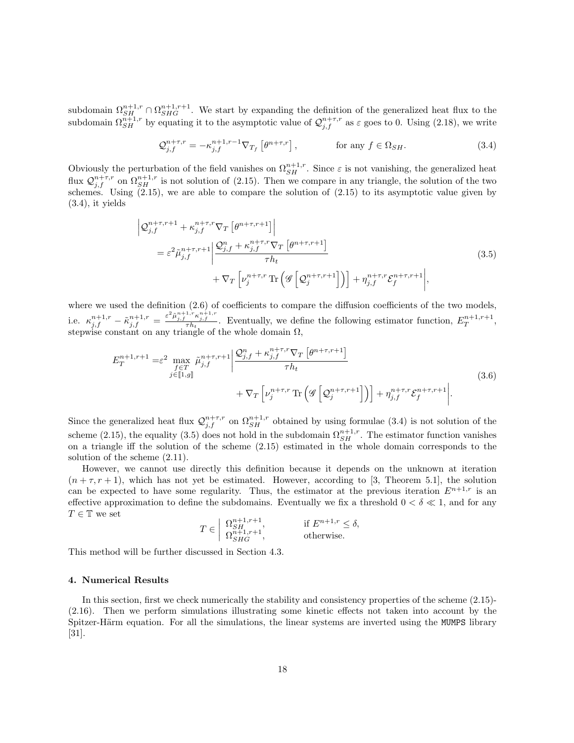subdomain $\Omega_{SH}^{n+1,r} \cap \Omega_{SHG}^{n+1,r+1}$. We start by expanding the definition of the generalized heat flux to the subdomain $\Omega_{SH}^{n+1,r}$ by equating it to the asymptotic value of $\mathcal{Q}_{j,f}^{n+\tau,r}$ as $\varepsilon$ goes to 0. Using (2.18), we write

$$
\mathcal{Q}_{j,f}^{n+\tau,r} = -\kappa_{j,f}^{n+1,r-1} \nabla_{T_f} \left[\theta^{n+\tau,r}\right], \qquad \text{for any } f \in \Omega_{SH}. \tag{3.4}
$$

Obviously the perturbation of the field vanishes on $\Omega_{SH}^{n+1,r}$. Since $\varepsilon$ is not vanishing, the generalized heat flux $\mathcal{Q}_{j,f}^{n+\tau,r}$ on $\Omega_{SH}^{n+1,r}$ is not solution of (2.15). Then we compare in any triangle, the solution of the two schemes. Using (2.15), we are able to compare the solution of (2.15) to its asymptotic value given by (3.4), it yields

$$
\begin{aligned}
&\left| \mathcal{Q}_{j,f}^{n+\tau,r+1} + \kappa_{j,f}^{n+\tau,r} \nabla_T \left[\theta^{n+\tau,r+1}\right] \right| \\
&\quad = \varepsilon^2 \tilde{\mu}_{j,f}^{n+\tau,r+1} \left| \frac{\mathcal{Q}_{j,f}^{n} + \kappa_{j,f}^{n+\tau,r} \nabla_T \left[\theta^{n+\tau,r+1}\right]}{\tau h_t} \right. \\
&\qquad\qquad \left. + \nabla_T \left[\nu_j^{n+\tau,r} \operatorname{Tr}\left(\mathscr{G}\left[\mathcal{Q}_j^{n+\tau,r+1}\right]\right)\right] + \eta_{j,f}^{n+\tau,r} \mathcal{E}_f^{n+\tau,r+1} \right|,
\end{aligned} \tag{3.5}
$$

where we used the definition (2.6) of coefficients to compare the diffusion coefficients of the two models, i.e. $\kappa_{j,f}^{n+1,r} - \tilde{\kappa}_{j,f}^{n+1,r} = \frac{\varepsilon^2 \tilde{\mu}_{j,f}^{n+1,r} \kappa_{j,f}^{n+1,r}}{\tau h_t}$. Eventually, we define the following estimator function, $E_T^{n+1,r+1}$, stepwise constant on any triangle of the whole domain $\Omega$,

$$
\begin{aligned}
E_T^{n+1,r+1} = &\varepsilon^2 \max_{\substack{f \in T \\ j \in [\![1,g]\!]}} \tilde{\mu}_{j,f}^{n+\tau,r+1} \left| \frac{\mathcal{Q}_{j,f}^{n} + \kappa_{j,f}^{n+\tau,r} \nabla_T \left[\theta^{n+\tau,r+1}\right]}{\tau h_t} \right. \\
&\qquad\qquad \left. + \nabla_T \left[\nu_j^{n+\tau,r} \operatorname{Tr}\left(\mathscr{G}\left[\mathcal{Q}_j^{n+\tau,r+1}\right]\right)\right] + \eta_{j,f}^{n+\tau,r} \mathcal{E}_f^{n+\tau,r+1} \right|.
\end{aligned} \tag{3.6}
$$

Since the generalized heat flux $\mathcal{Q}_{j,f}^{n+\tau,r}$ on $\Omega_{SH}^{n+1,r}$ obtained by using formulae (3.4) is not solution of the scheme (2.15), the equality (3.5) does not hold in the subdomain $\Omega_{SH}^{n+1,r}$. The estimator function vanishes on a triangle iff the solution of the scheme (2.15) estimated in the whole domain corresponds to the solution of the scheme (2.11).

However, we cannot use directly this definition because it depends on the unknown at iteration $(n+\tau, r+1)$, which has not yet be estimated. However, according to [3, Theorem 5.1], the solution can be expected to have some regularity. Thus, the estimator at the previous iteration $E^{n+1,r}$ is an effective approximation to define the subdomains. Eventually we fix a threshold $0 < \delta \ll 1$, and for any $T \in \mathbb{T}$ we set

$$
T \in \left| \begin{array}{ll} \Omega_{SH}^{n+1,r+1}, & \text{if } E^{n+1,r} \leq \delta, \\ \Omega_{SHG}^{n+1,r+1}, & \text{otherwise.} \end{array} \right.
$$

This method will be further discussed in Section 4.3.

## 4. Numerical Results

In this section, first we check numerically the stability and consistency properties of the scheme (2.15)-(2.16). Then we perform simulations illustrating some kinetic effects not taken into account by the Spitzer-Härm equation. For all the simulations, the linear systems are inverted using the `MUMPS` library [31].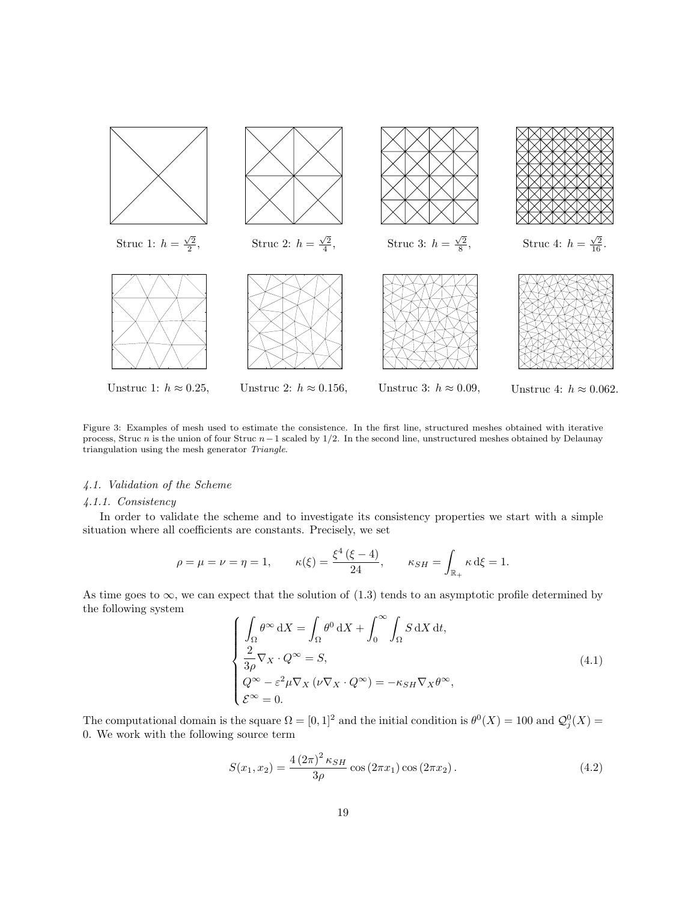Struc 1: $h = \frac{\sqrt{2}}{2}$, Struc 2: $h = \frac{\sqrt{2}}{4}$, Struc 3: $h = \frac{\sqrt{2}}{8}$, Struc 4: $h = \frac{\sqrt{2}}{16}$.

Unstruc 1: $h \approx 0.25$, Unstruc 2: $h \approx 0.156$, Unstruc 3: $h \approx 0.09$, Unstruc 4: $h \approx 0.062$.

Figure 3: Examples of mesh used to estimate the consistence. In the first line, structured meshes obtained with iterative process, Struc $n$ is the union of four Struc $n-1$ scaled by 1/2. In the second line, unstructured meshes obtained by Delaunay triangulation using the mesh generator *Triangle*.

### *4.1. Validation of the Scheme*

#### *4.1.1. Consistency*

In order to validate the scheme and to investigate its consistency properties we start with a simple situation where all coefficients are constants. Precisely, we set

$$\rho = \mu = \nu = \eta = 1, \qquad \kappa(\xi) = \frac{\xi^4 (\xi - 4)}{24}, \qquad \kappa_{SH} = \int_{\mathbb{R}_+} \kappa \, \mathrm{d}\xi = 1.$$

As time goes to $\infty$, we can expect that the solution of (1.3) tends to an asymptotic profile determined by the following system

$$\begin{cases} \displaystyle\int_\Omega \theta^\infty \, \mathrm{d}X = \int_\Omega \theta^0 \, \mathrm{d}X + \int_0^\infty \int_\Omega S \, \mathrm{d}X \, \mathrm{d}t, \\ \dfrac{2}{3\rho} \nabla_X \cdot Q^\infty = S, \\ Q^\infty - \varepsilon^2 \mu \nabla_X \left( \nu \nabla_X \cdot Q^\infty \right) = -\kappa_{SH} \nabla_X \theta^\infty, \\ \mathcal{E}^\infty = 0. \end{cases} \tag{4.1}$$

The computational domain is the square $\Omega = [0,1]^2$ and the initial condition is $\theta^0(X) = 100$ and $\mathcal{Q}_j^0(X) = 0$. We work with the following source term

$$S(x_1, x_2) = \frac{4 \left(2\pi\right)^2 \kappa_{SH}}{3\rho} \cos\left(2\pi x_1\right) \cos\left(2\pi x_2\right). \tag{4.2}$$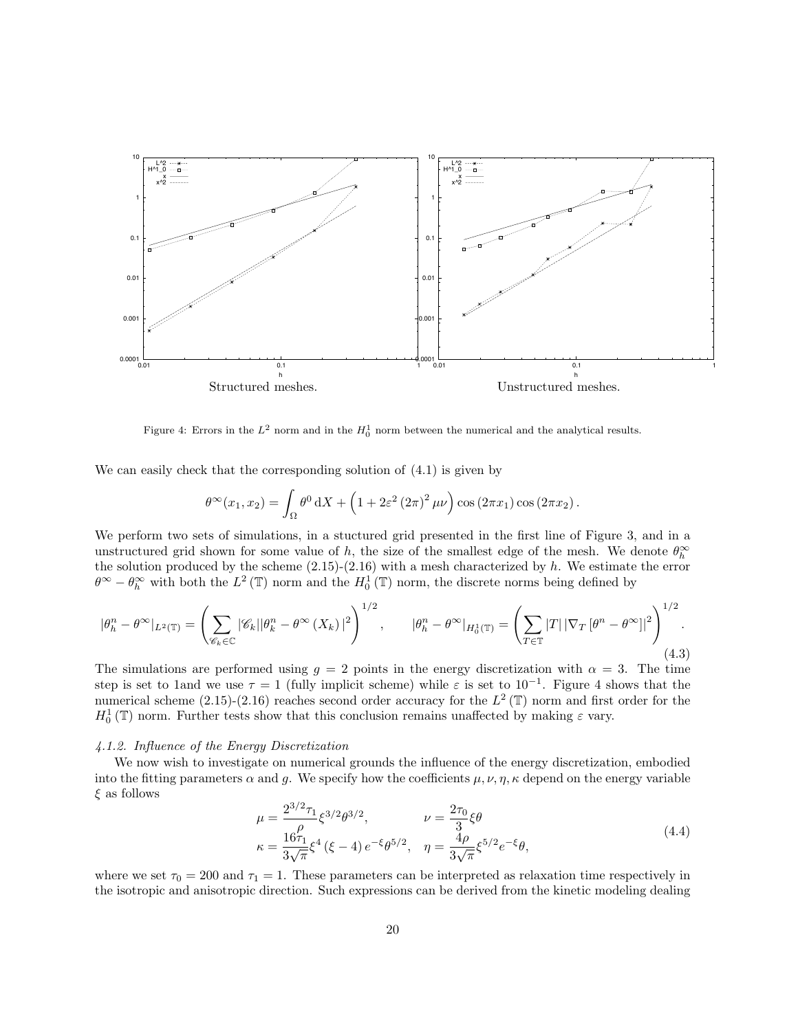Structured meshes. Unstructured meshes.

Figure 4: Errors in the $L^2$ norm and in the $H_0^1$ norm between the numerical and the analytical results.

We can easily check that the corresponding solution of (4.1) is given by

$$\theta^\infty(x_1, x_2) = \int_\Omega \theta^0 \,\mathrm{d}X + \left(1 + 2\varepsilon^2 (2\pi)^2 \mu\nu\right) \cos(2\pi x_1) \cos(2\pi x_2).$$

We perform two sets of simulations, in a stuctured grid presented in the first line of Figure 3, and in a unstructured grid shown for some value of $h$, the size of the smallest edge of the mesh. We denote $\theta_h^\infty$ the solution produced by the scheme (2.15)-(2.16) with a mesh characterized by $h$. We estimate the error $\theta^\infty - \theta_h^\infty$ with both the $L^2(\mathbb{T})$ norm and the $H_0^1(\mathbb{T})$ norm, the discrete norms being defined by

$$|\theta_h^n - \theta^\infty|_{L^2(\mathbb{T})} = \left( \sum_{\mathscr{C}_k \in \mathbb{C}} |\mathscr{C}_k| |\theta_k^n - \theta^\infty(X_k)|^2 \right)^{1/2}, \qquad |\theta_h^n - \theta^\infty|_{H_0^1(\mathbb{T})} = \left( \sum_{T \in \mathbb{T}} |T| \left| \nabla_T [\theta^n - \theta^\infty] \right|^2 \right)^{1/2}. \tag{4.3}$$

The simulations are performed using $g = 2$ points in the energy discretization with $\alpha = 3$. The time step is set to 1and we use $\tau = 1$ (fully implicit scheme) while $\varepsilon$ is set to $10^{-1}$. Figure 4 shows that the numerical scheme (2.15)-(2.16) reaches second order accuracy for the $L^2(\mathbb{T})$ norm and first order for the $H_0^1(\mathbb{T})$ norm. Further tests show that this conclusion remains unaffected by making $\varepsilon$ vary.

#### *4.1.2. Influence of the Energy Discretization*

We now wish to investigate on numerical grounds the influence of the energy discretization, embodied into the fitting parameters $\alpha$ and $g$. We specify how the coefficients $\mu, \nu, \eta, \kappa$ depend on the energy variable $\xi$ as follows

$$\begin{aligned} \mu &= \frac{2^{3/2}\tau_1}{\rho} \xi^{3/2} \theta^{3/2}, & \nu &= \frac{2\tau_0}{3} \xi\theta \\ \kappa &= \frac{16\tau_1}{3\sqrt{\pi}} \xi^4 (\xi - 4) e^{-\xi} \theta^{5/2}, & \eta &= \frac{4\rho}{3\sqrt{\pi}} \xi^{5/2} e^{-\xi} \theta, \end{aligned} \tag{4.4}$$

where we set $\tau_0 = 200$ and $\tau_1 = 1$. These parameters can be interpreted as relaxation time respectively in the isotropic and anisotropic direction. Such expressions can be derived from the kinetic modeling dealing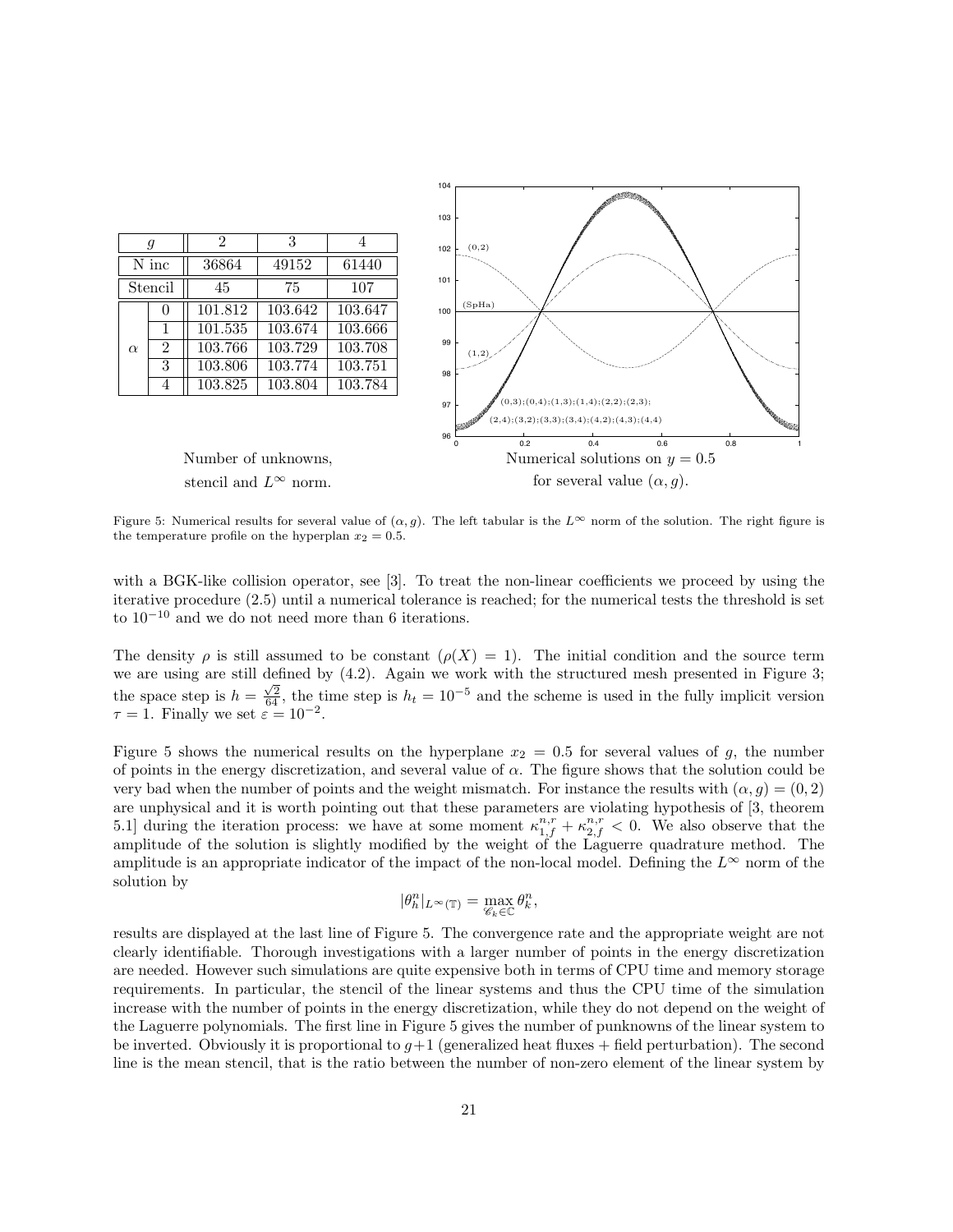| $g$ | | 2 | 3 | 4 |
|---|---|---|---|---|
| N inc | | 36864 | 49152 | 61440 |
| Stencil | | 45 | 75 | 107 |
| $\alpha$ | 0 | 101.812 | 103.642 | 103.647 |
| | 1 | 101.535 | 103.674 | 103.666 |
| | 2 | 103.766 | 103.729 | 103.708 |
| | 3 | 103.806 | 103.774 | 103.751 |
| | 4 | 103.825 | 103.804 | 103.784 |

Number of unknowns, stencil and $L^\infty$ norm.

Numerical solutions on $y = 0.5$ for several value $(\alpha, g)$.

Figure 5: Numerical results for several value of $(\alpha, g)$. The left tabular is the $L^\infty$ norm of the solution. The right figure is the temperature profile on the hyperplan $x_2 = 0.5$.

with a BGK-like collision operator, see [3]. To treat the non-linear coefficients we proceed by using the iterative procedure (2.5) until a numerical tolerance is reached; for the numerical tests the threshold is set to $10^{-10}$ and we do not need more than 6 iterations.

The density $\rho$ is still assumed to be constant ($\rho(X) = 1$). The initial condition and the source term we are using are still defined by (4.2). Again we work with the structured mesh presented in Figure 3; the space step is $h = \frac{\sqrt{2}}{64}$, the time step is $h_t = 10^{-5}$ and the scheme is used in the fully implicit version $\tau = 1$. Finally we set $\varepsilon = 10^{-2}$.

Figure 5 shows the numerical results on the hyperplane $x_2 = 0.5$ for several values of $g$, the number of points in the energy discretization, and several value of $\alpha$. The figure shows that the solution could be very bad when the number of points and the weight mismatch. For instance the results with $(\alpha, g) = (0, 2)$ are unphysical and it is worth pointing out that these parameters are violating hypothesis of [3, theorem 5.1] during the iteration process: we have at some moment $\kappa_{1,f}^{n,r} + \kappa_{2,f}^{n,r} < 0$. We also observe that the amplitude of the solution is slightly modified by the weight of the Laguerre quadrature method. The amplitude is an appropriate indicator of the impact of the non-local model. Defining the $L^\infty$ norm of the solution by

$$|\theta_h^n|_{L^\infty(\mathbb{T})} = \max_{\mathscr{C}_k \in \mathbb{C}} \theta_k^n,$$

results are displayed at the last line of Figure 5. The convergence rate and the appropriate weight are not clearly identifiable. Thorough investigations with a larger number of points in the energy discretization are needed. However such simulations are quite expensive both in terms of CPU time and memory storage requirements. In particular, the stencil of the linear systems and thus the CPU time of the simulation increase with the number of points in the energy discretization, while they do not depend on the weight of the Laguerre polynomials. The first line in Figure 5 gives the number of punknowns of the linear system to be inverted. Obviously it is proportional to $g+1$ (generalized heat fluxes + field perturbation). The second line is the mean stencil, that is the ratio between the number of non-zero element of the linear system by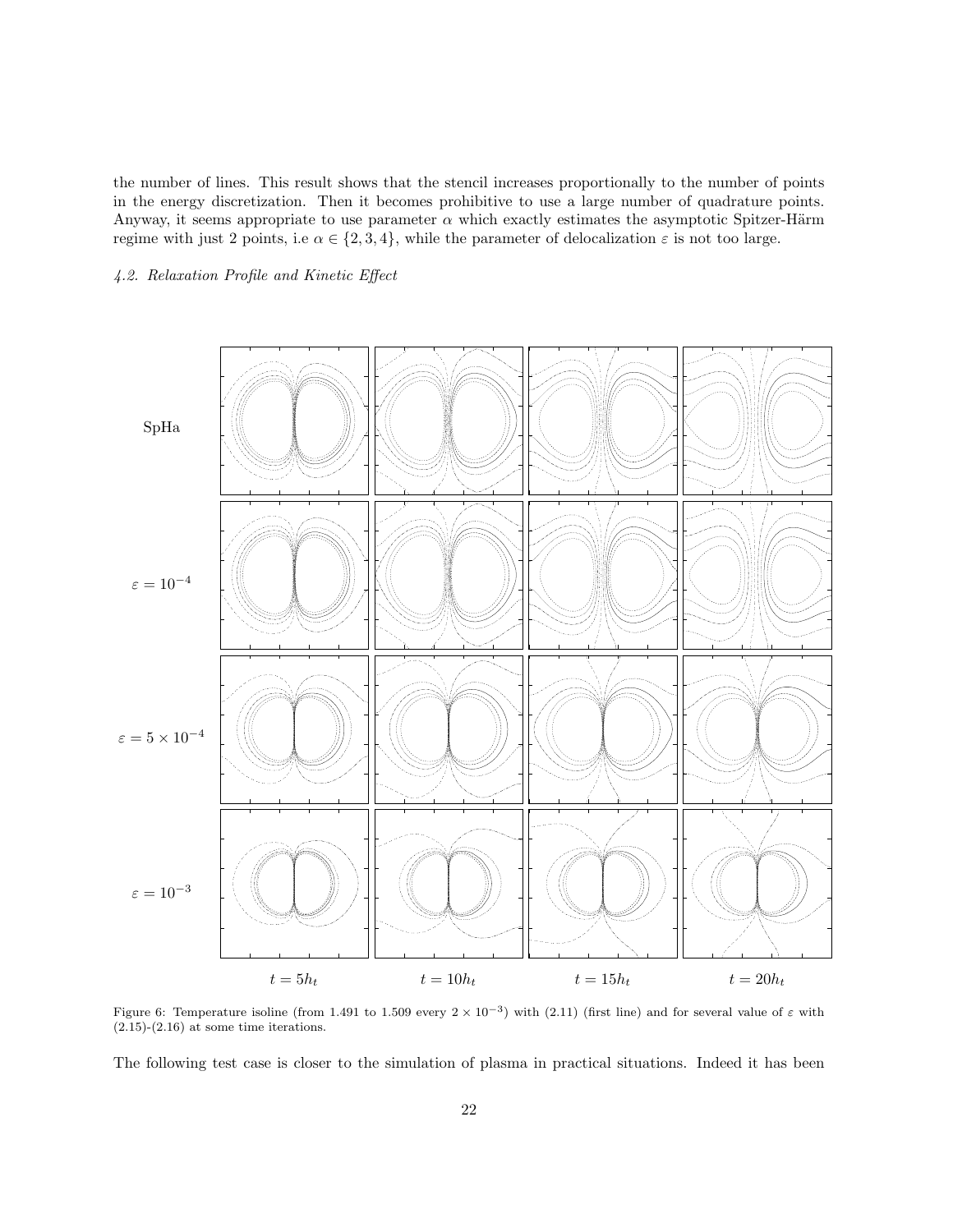the number of lines. This result shows that the stencil increases proportionally to the number of points in the energy discretization. Then it becomes prohibitive to use a large number of quadrature points. Anyway, it seems appropriate to use parameter $\alpha$ which exactly estimates the asymptotic Spitzer-Härm regime with just 2 points, i.e $\alpha \in \{2, 3, 4\}$, while the parameter of delocalization $\varepsilon$ is not too large.

### *4.2. Relaxation Profile and Kinetic Effect*

Figure 6: Temperature isoline (from 1.491 to 1.509 every $2 \times 10^{-3}$) with (2.11) (first line) and for several value of $\varepsilon$ with (2.15)-(2.16) at some time iterations.

The following test case is closer to the simulation of plasma in practical situations. Indeed it has been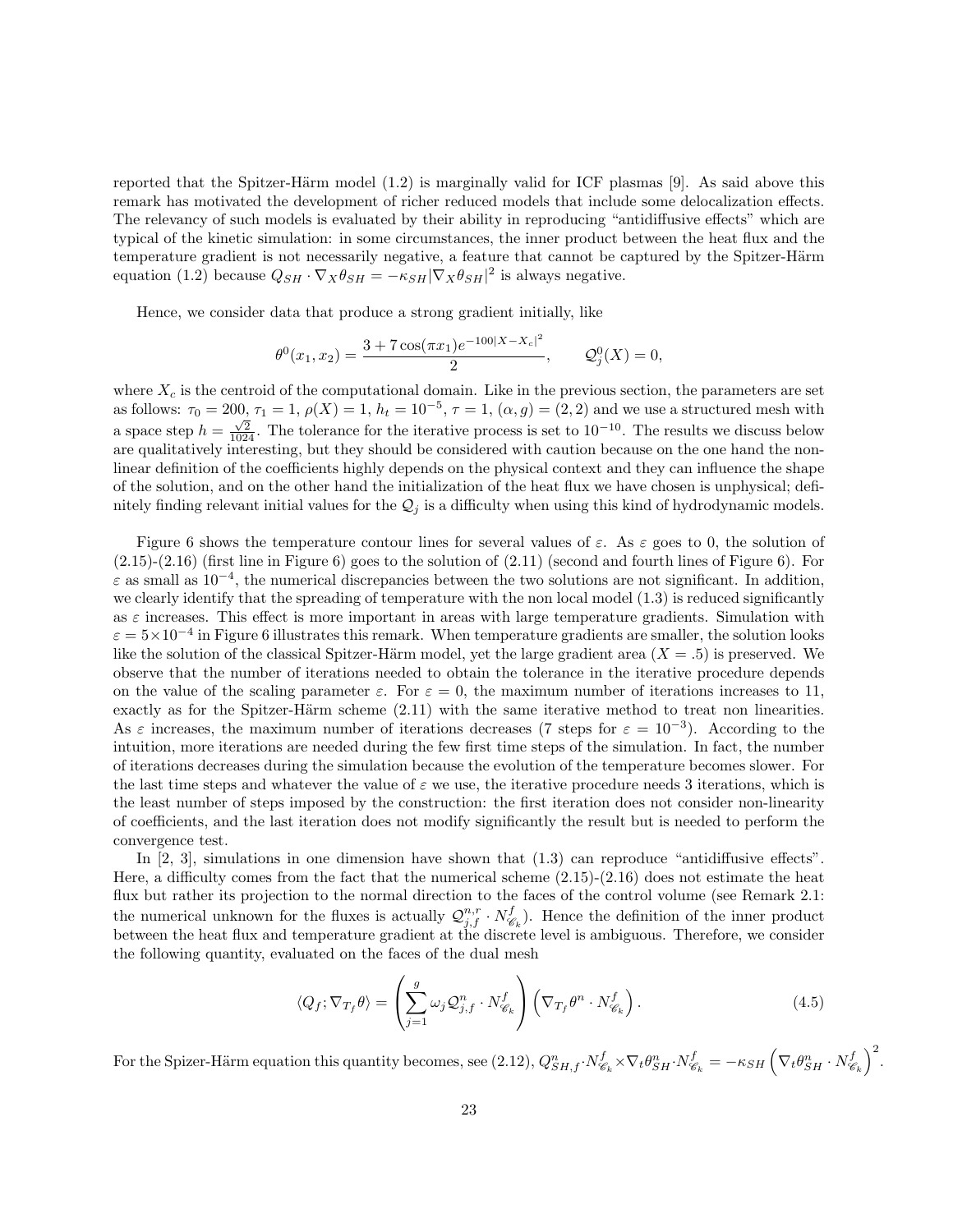reported that the Spitzer-Härm model (1.2) is marginally valid for ICF plasmas [9]. As said above this remark has motivated the development of richer reduced models that include some delocalization effects. The relevancy of such models is evaluated by their ability in reproducing "antidiffusive effects" which are typical of the kinetic simulation: in some circumstances, the inner product between the heat flux and the temperature gradient is not necessarily negative, a feature that cannot be captured by the Spitzer-Härm equation (1.2) because $Q_{SH} \cdot \nabla_X \theta_{SH} = -\kappa_{SH} |\nabla_X \theta_{SH}|^2$ is always negative.

Hence, we consider data that produce a strong gradient initially, like

$$\theta^0(x_1, x_2) = \frac{3 + 7\cos(\pi x_1) e^{-100|X - X_c|^2}}{2}, \qquad \mathcal{Q}_j^0(X) = 0,$$

where $X_c$ is the centroid of the computational domain. Like in the previous section, the parameters are set as follows: $\tau_0 = 200$, $\tau_1 = 1$, $\rho(X) = 1$, $h_t = 10^{-5}$, $\tau = 1$, $(\alpha, g) = (2, 2)$ and we use a structured mesh with a space step $h = \frac{\sqrt{2}}{1024}$. The tolerance for the iterative process is set to $10^{-10}$. The results we discuss below are qualitatively interesting, but they should be considered with caution because on the one hand the non-linear definition of the coefficients highly depends on the physical context and they can influence the shape of the solution, and on the other hand the initialization of the heat flux we have chosen is unphysical; definitely finding relevant initial values for the $\mathcal{Q}_j$ is a difficulty when using this kind of hydrodynamic models.

Figure 6 shows the temperature contour lines for several values of $\varepsilon$. As $\varepsilon$ goes to 0, the solution of (2.15)-(2.16) (first line in Figure 6) goes to the solution of (2.11) (second and fourth lines of Figure 6). For $\varepsilon$ as small as $10^{-4}$, the numerical discrepancies between the two solutions are not significant. In addition, we clearly identify that the spreading of temperature with the non local model (1.3) is reduced significantly as $\varepsilon$ increases. This effect is more important in areas with large temperature gradients. Simulation with $\varepsilon = 5\times10^{-4}$ in Figure 6 illustrates this remark. When temperature gradients are smaller, the solution looks like the solution of the classical Spitzer-Härm model, yet the large gradient area ($X = .5$) is preserved. We observe that the number of iterations needed to obtain the tolerance in the iterative procedure depends on the value of the scaling parameter $\varepsilon$. For $\varepsilon = 0$, the maximum number of iterations increases to 11, exactly as for the Spitzer-Härm scheme (2.11) with the same iterative method to treat non linearities. As $\varepsilon$ increases, the maximum number of iterations decreases (7 steps for $\varepsilon = 10^{-3}$). According to the intuition, more iterations are needed during the few first time steps of the simulation. In fact, the number of iterations decreases during the simulation because the evolution of the temperature becomes slower. For the last time steps and whatever the value of $\varepsilon$ we use, the iterative procedure needs 3 iterations, which is the least number of steps imposed by the construction: the first iteration does not consider non-linearity of coefficients, and the last iteration does not modify significantly the result but is needed to perform the convergence test.

In [2, 3], simulations in one dimension have shown that (1.3) can reproduce "antidiffusive effects". Here, a difficulty comes from the fact that the numerical scheme (2.15)-(2.16) does not estimate the heat flux but rather its projection to the normal direction to the faces of the control volume (see Remark 2.1: the numerical unknown for the fluxes is actually $\mathcal{Q}_{j,f}^{n,r} \cdot N_{\mathscr{C}_k}^f$). Hence the definition of the inner product between the heat flux and temperature gradient at the discrete level is ambiguous. Therefore, we consider the following quantity, evaluated on the faces of the dual mesh

$$\langle Q_f ; \nabla_{T_f} \theta \rangle = \left( \sum_{j=1}^{g} \omega_j \mathcal{Q}_{j,f}^n \cdot N_{\mathscr{C}_k}^f \right) \left( \nabla_{T_f} \theta^n \cdot N_{\mathscr{C}_k}^f \right). \tag{4.5}$$

For the Spizer-Härm equation this quantity becomes, see (2.12), $Q_{SH,f}^n \cdot N_{\mathscr{C}_k}^f \times \nabla_t \theta_{SH}^n \cdot N_{\mathscr{C}_k}^f = -\kappa_{SH} \left( \nabla_t \theta_{SH}^n \cdot N_{\mathscr{C}_k}^f \right)^2$.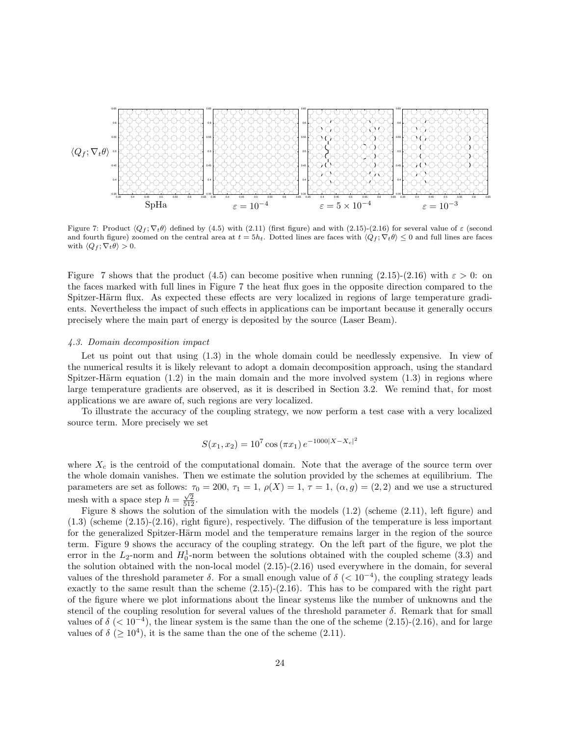Figure 7: Product $\langle Q_f; \nabla_t \theta \rangle$ defined by (4.5) with (2.11) (first figure) and with (2.15)-(2.16) for several value of $\varepsilon$ (second and fourth figure) zoomed on the central area at $t = 5h_t$. Dotted lines are faces with $\langle Q_f; \nabla_t \theta \rangle \leq 0$ and full lines are faces with $\langle Q_f; \nabla_t \theta \rangle > 0$.

Figure 7 shows that the product (4.5) can become positive when running (2.15)-(2.16) with $\varepsilon > 0$: on the faces marked with full lines in Figure 7 the heat flux goes in the opposite direction compared to the Spitzer-Härm flux. As expected these effects are very localized in regions of large temperature gradients. Nevertheless the impact of such effects in applications can be important because it generally occurs precisely where the main part of energy is deposited by the source (Laser Beam).

### *4.3. Domain decomposition impact*

Let us point out that using (1.3) in the whole domain could be needlessly expensive. In view of the numerical results it is likely relevant to adopt a domain decomposition approach, using the standard Spitzer-Härm equation (1.2) in the main domain and the more involved system (1.3) in regions where large temperature gradients are observed, as it is described in Section 3.2. We remind that, for most applications we are aware of, such regions are very localized.

To illustrate the accuracy of the coupling strategy, we now perform a test case with a very localized source term. More precisely we set

$$S(x_1, x_2) = 10^7 \cos(\pi x_1) \, e^{-1000|X - X_c|^2}$$

where $X_c$ is the centroid of the computational domain. Note that the average of the source term over the whole domain vanishes. Then we estimate the solution provided by the schemes at equilibrium. The parameters are set as follows: $\tau_0 = 200$, $\tau_1 = 1$, $\rho(X) = 1$, $\tau = 1$, $(\alpha, g) = (2, 2)$ and we use a structured mesh with a space step $h = \frac{\sqrt{2}}{512}$.

Figure 8 shows the solution of the simulation with the models (1.2) (scheme (2.11), left figure) and (1.3) (scheme (2.15)-(2.16), right figure), respectively. The diffusion of the temperature is less important for the generalized Spitzer-Härm model and the temperature remains larger in the region of the source term. Figure 9 shows the accuracy of the coupling strategy. On the left part of the figure, we plot the error in the $L_2$-norm and $H_0^1$-norm between the solutions obtained with the coupled scheme (3.3) and the solution obtained with the non-local model (2.15)-(2.16) used everywhere in the domain, for several values of the threshold parameter $\delta$. For a small enough value of $\delta$ ($< 10^{-4}$), the coupling strategy leads exactly to the same result than the scheme (2.15)-(2.16). This has to be compared with the right part of the figure where we plot informations about the linear systems like the number of unknowns and the stencil of the coupling resolution for several values of the threshold parameter $\delta$. Remark that for small values of $\delta$ ($< 10^{-4}$), the linear system is the same than the one of the scheme (2.15)-(2.16), and for large values of $\delta$ ($\geq 10^4$), it is the same than the one of the scheme (2.11).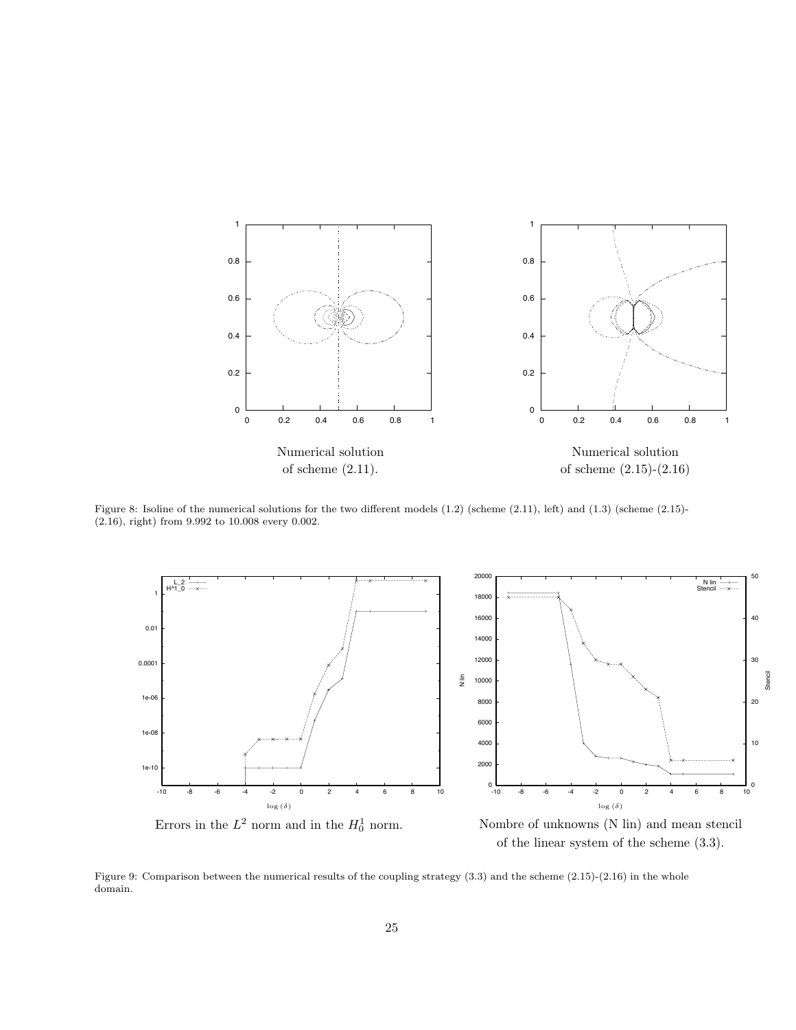Numerical solution of scheme (2.11).

Numerical solution of scheme (2.15)-(2.16)

Figure 8: Isoline of the numerical solutions for the two different models (1.2) (scheme (2.11), left) and (1.3) (scheme (2.15)-(2.16), right) from 9.992 to 10.008 every 0.002.

Errors in the $L^2$ norm and in the $H_0^1$ norm.

Nombre of unknowns (N lin) and mean stencil of the linear system of the scheme (3.3).

Figure 9: Comparison between the numerical results of the coupling strategy (3.3) and the scheme (2.15)-(2.16) in the whole domain.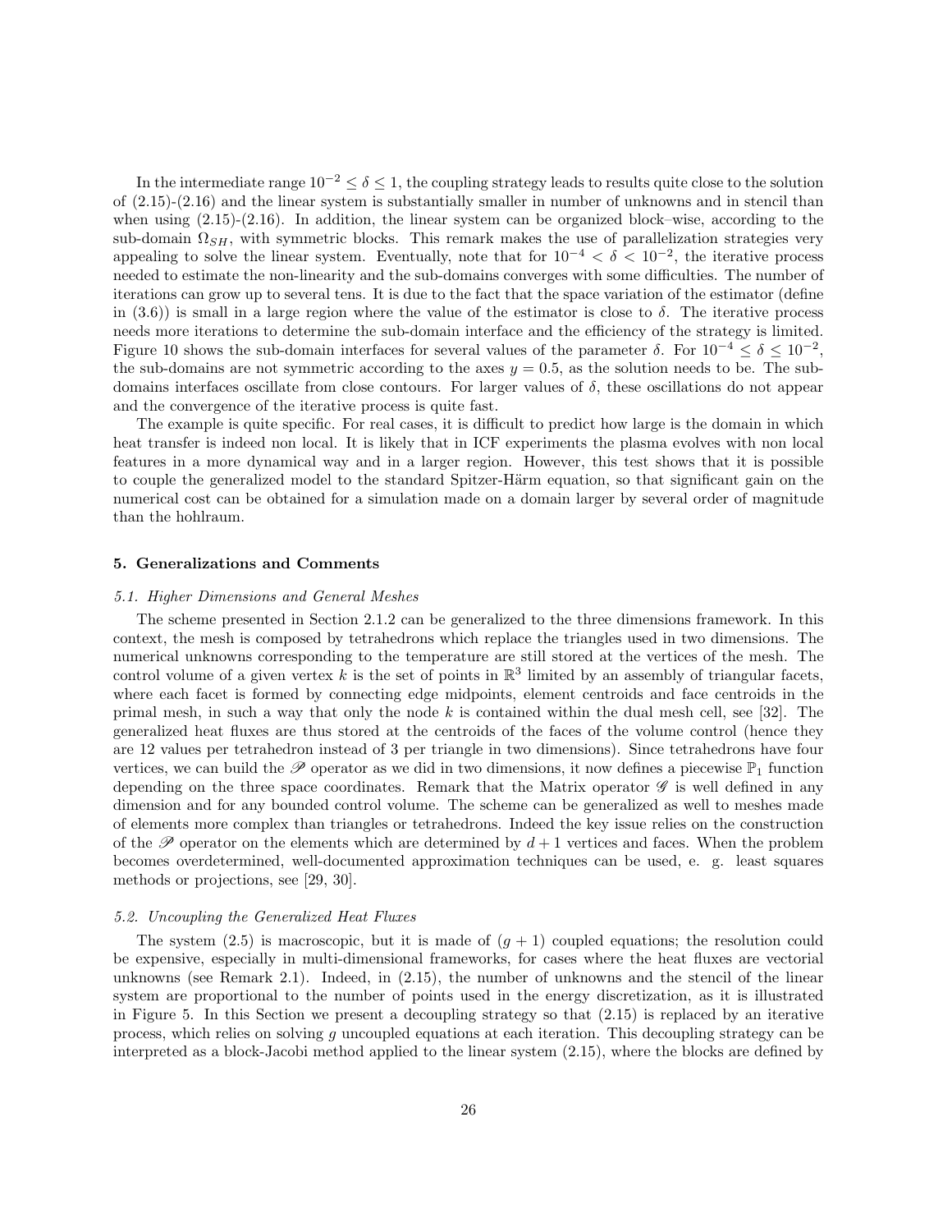In the intermediate range $10^{-2} \leq \delta \leq 1$, the coupling strategy leads to results quite close to the solution of (2.15)-(2.16) and the linear system is substantially smaller in number of unknowns and in stencil than when using (2.15)-(2.16). In addition, the linear system can be organized block–wise, according to the sub-domain $\Omega_{SH}$, with symmetric blocks. This remark makes the use of parallelization strategies very appealing to solve the linear system. Eventually, note that for $10^{-4} < \delta < 10^{-2}$, the iterative process needed to estimate the non-linearity and the sub-domains converges with some difficulties. The number of iterations can grow up to several tens. It is due to the fact that the space variation of the estimator (define in (3.6)) is small in a large region where the value of the estimator is close to $\delta$. The iterative process needs more iterations to determine the sub-domain interface and the efficiency of the strategy is limited. Figure 10 shows the sub-domain interfaces for several values of the parameter $\delta$. For $10^{-4} \leq \delta \leq 10^{-2}$, the sub-domains are not symmetric according to the axes $y = 0.5$, as the solution needs to be. The sub-domains interfaces oscillate from close contours. For larger values of $\delta$, these oscillations do not appear and the convergence of the iterative process is quite fast.

The example is quite specific. For real cases, it is difficult to predict how large is the domain in which heat transfer is indeed non local. It is likely that in ICF experiments the plasma evolves with non local features in a more dynamical way and in a larger region. However, this test shows that it is possible to couple the generalized model to the standard Spitzer-Härm equation, so that significant gain on the numerical cost can be obtained for a simulation made on a domain larger by several order of magnitude than the hohlraum.

## 5. Generalizations and Comments

### *5.1. Higher Dimensions and General Meshes*

The scheme presented in Section 2.1.2 can be generalized to the three dimensions framework. In this context, the mesh is composed by tetrahedrons which replace the triangles used in two dimensions. The numerical unknowns corresponding to the temperature are still stored at the vertices of the mesh. The control volume of a given vertex $k$ is the set of points in $\mathbb{R}^3$ limited by an assembly of triangular facets, where each facet is formed by connecting edge midpoints, element centroids and face centroids in the primal mesh, in such a way that only the node $k$ is contained within the dual mesh cell, see [32]. The generalized heat fluxes are thus stored at the centroids of the faces of the volume control (hence they are 12 values per tetrahedron instead of 3 per triangle in two dimensions). Since tetrahedrons have four vertices, we can build the $\mathscr{P}$ operator as we did in two dimensions, it now defines a piecewise $\mathbb{P}_1$ function depending on the three space coordinates. Remark that the Matrix operator $\mathscr{G}$ is well defined in any dimension and for any bounded control volume. The scheme can be generalized as well to meshes made of elements more complex than triangles or tetrahedrons. Indeed the key issue relies on the construction of the $\mathscr{P}$ operator on the elements which are determined by $d+1$ vertices and faces. When the problem becomes overdetermined, well-documented approximation techniques can be used, e. g. least squares methods or projections, see [29, 30].

### *5.2. Uncoupling the Generalized Heat Fluxes*

The system (2.5) is macroscopic, but it is made of $(g + 1)$ coupled equations; the resolution could be expensive, especially in multi-dimensional frameworks, for cases where the heat fluxes are vectorial unknowns (see Remark 2.1). Indeed, in (2.15), the number of unknowns and the stencil of the linear system are proportional to the number of points used in the energy discretization, as it is illustrated in Figure 5. In this Section we present a decoupling strategy so that (2.15) is replaced by an iterative process, which relies on solving $g$ uncoupled equations at each iteration. This decoupling strategy can be interpreted as a block-Jacobi method applied to the linear system (2.15), where the blocks are defined by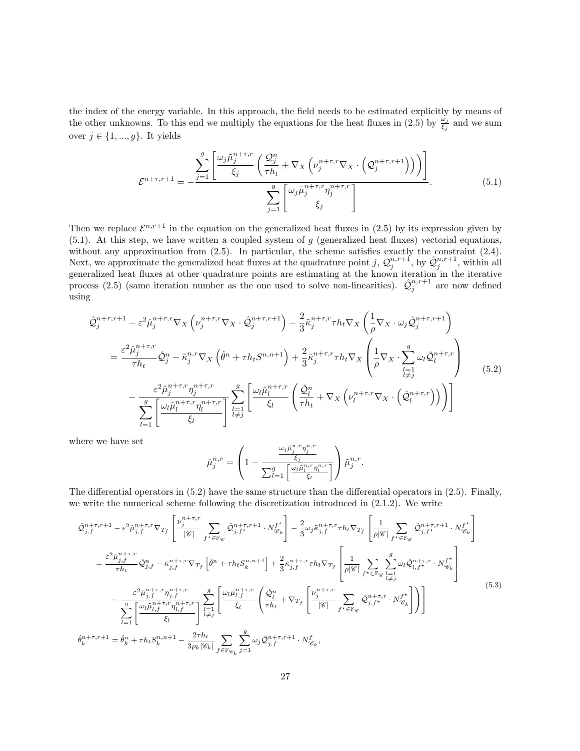the index of the energy variable. In this approach, the field needs to be estimated explicitly by means of the other unknowns. To this end we multiply the equations for the heat fluxes in (2.5) by $\frac{\omega_j}{\xi_j}$ and we sum over $j \in \{1, ..., g\}$. It yields

$$
\mathcal{E}^{n+\tau,r+1} = -\frac{\displaystyle\sum_{j=1}^{g} \left[ \frac{\omega_j \tilde{\mu}_j^{n+\tau,r}}{\xi_j} \left( \frac{\mathcal{Q}_j^n}{\tau h_t} + \nabla_X \left( \nu_j^{n+\tau,r} \nabla_X \cdot \left( \mathcal{Q}_j^{n+\tau,r+1} \right) \right) \right) \right]}{\displaystyle\sum_{j=1}^{g} \left[ \frac{\omega_j \tilde{\mu}_j^{n+\tau,r} \eta_j^{n+\tau,r}}{\xi_j} \right]}. \tag{5.1}
$$

Then we replace $\mathcal{E}^{n,r+1}$ in the equation on the generalized heat fluxes in (2.5) by its expression given by (5.1). At this step, we have written a coupled system of $g$ (generalized heat fluxes) vectorial equations, without any approximation from (2.5). In particular, the scheme satisfies exactly the constraint (2.4). Next, we approximate the generalized heat fluxes at the quadrature point $j$, $\mathcal{Q}_j^{n,r+1}$, by $\hat{\mathcal{Q}}_j^{n,r+1}$, within all generalized heat fluxes at other quadrature points are estimating at the known iteration in the iterative process (2.5) (same iteration number as the one used to solve non-linearities). $\hat{\mathcal{Q}}_j^{n,r+1}$ are now defined using

$$
\begin{aligned}
&\hat{\mathcal{Q}}_j^{n+\tau,r+1} - \varepsilon^2 \hat{\mu}_j^{n+\tau,r} \nabla_X \left( \nu_j^{n+\tau,r} \nabla_X \cdot \hat{\mathcal{Q}}_j^{n+\tau,r+1} \right) - \frac{2}{3} \tilde{\kappa}_j^{n+\tau,r} \tau h_t \nabla_X \left( \frac{1}{\rho} \nabla_X \cdot \omega_j \hat{\mathcal{Q}}_j^{n+\tau,r+1} \right) \\
&\quad = \frac{\varepsilon^2 \hat{\mu}_j^{n+\tau,r}}{\tau h_t} \hat{\mathcal{Q}}_j^n - \tilde{\kappa}_j^{n,r} \nabla_X \left( \hat{\theta}^n + \tau h_t S^{n,n+1} \right) + \frac{2}{3} \tilde{\kappa}_j^{n+\tau,r} \tau h_t \nabla_X \left( \frac{1}{\rho} \nabla_X \cdot \sum_{\substack{l=1 \\ l \neq j}}^{g} \omega_l \hat{\mathcal{Q}}_l^{n+\tau,r} \right) \\
&\quad \quad - \frac{\varepsilon^2 \tilde{\mu}_j^{n+\tau,r} \eta_j^{n+\tau,r}}{\displaystyle\sum_{l=1}^{g} \left[ \frac{\omega_l \tilde{\mu}_l^{n+\tau,r} \eta_l^{n+\tau,r}}{\xi_l} \right]} \sum_{\substack{l=1 \\ l \neq j}}^{g} \left[ \frac{\omega_l \tilde{\mu}_l^{n+\tau,r}}{\xi_l} \left( \frac{\hat{\mathcal{Q}}_l^n}{\tau h_t} + \nabla_X \left( \nu_l^{n+\tau,r} \nabla_X \cdot \left( \hat{\mathcal{Q}}_l^{n+\tau,r} \right) \right) \right) \right]
\end{aligned} \tag{5.2}
$$

where we have set

$$
\hat{\mu}_j^{n,r} = \left( 1 - \frac{\frac{\omega_j \tilde{\mu}_j^{n,r} \eta_j^{n,r}}{\xi_j}}{\sum_{l=1}^{g} \left[ \frac{\omega_l \tilde{\mu}_l^{n,r} \eta_l^{n,r}}{\xi_l} \right]} \right) \tilde{\mu}_j^{n,r}.
$$

The differential operators in (5.2) have the same structure than the differential operators in (2.5). Finally, we write the numerical scheme following the discretization introduced in (2.1.2). We write

$$
\begin{aligned}
&\hat{\mathcal{Q}}_{j,f}^{n+\tau,r+1} - \varepsilon^2 \hat{\mu}_{j,f}^{n+\tau,r} \nabla_{T_f} \left[ \frac{\nu_j^{n+\tau,r}}{|\mathscr{C}|} \sum_{f^\star \in \mathbb{F}_{\mathscr{C}}} \hat{\mathcal{Q}}_{j,f^\star}^{n+\tau,r+1} \cdot N_{\mathscr{C}_k}^{f^\star} \right] - \frac{2}{3} \omega_j \tilde{\kappa}_{j,f}^{n+\tau,r} \tau h_t \nabla_{T_f} \left[ \frac{1}{\rho |\mathscr{C}|} \sum_{f^\star \in \mathbb{F}_{\mathscr{C}}} \hat{\mathcal{Q}}_{j,f^\star}^{n+\tau,r+1} \cdot N_{\mathscr{C}_k}^{f^\star} \right] \\
&\quad = \frac{\varepsilon^2 \hat{\mu}_{j,f}^{n+\tau,r}}{\tau h_t} \hat{\mathcal{Q}}_{j,f}^n - \tilde{\kappa}_{j,f}^{n+\tau,r} \nabla_{T_f} \left[ \hat{\theta}^n + \tau h_t S_k^{n,n+1} \right] + \frac{2}{3} \tilde{\kappa}_{j,f}^{n+\tau,r} \tau h_t \nabla_{T_f} \left[ \frac{1}{\rho |\mathscr{C}|} \sum_{f^\star \in \mathbb{F}_{\mathscr{C}}} \sum_{\substack{l=1 \\ l \neq j}}^{g} \omega_l \hat{\mathcal{Q}}_{l,f^\star}^{n+\tau,r} \cdot N_{\mathscr{C}_k}^{f^\star} \right] \\
&\quad \quad - \frac{\varepsilon^2 \tilde{\mu}_{j,f}^{n+\tau,r} \eta_{j,f}^{n+\tau,r}}{\displaystyle\sum_{l=1}^{g} \left[ \frac{\omega_l \tilde{\mu}_{l,f}^{n+\tau,r} \eta_{l,f}^{n+\tau,r}}{\xi_l} \right]} \sum_{\substack{l=1 \\ l \neq j}}^{g} \left[ \frac{\omega_l \tilde{\mu}_{l,f}^{n+\tau,r}}{\xi_l} \left( \frac{\hat{\mathcal{Q}}_l^n}{\tau h_t} + \nabla_{T_f} \left[ \frac{\nu_j^{n+\tau,r}}{|\mathscr{C}|} \sum_{f^\star \in \mathbb{F}_{\mathscr{C}}} \hat{\mathcal{Q}}_{j,f^\star}^{n+\tau,r} \cdot N_{\mathscr{C}_k}^{f^\star} \right] \right) \right] \\
&\hat{\theta}_k^{n+\tau,r+1} = \hat{\theta}_k^n + \tau h_t S_k^{n,n+1} - \frac{2\tau h_t}{3\rho_k |\mathscr{C}_k|} \sum_{f \in \mathbb{F}_{\mathscr{C}_k}} \sum_{j=1}^{g} \omega_j \hat{\mathcal{Q}}_{j,f}^{n+\tau,r+1} \cdot N_{\mathscr{C}_k}^f,
\end{aligned} \tag{5.3}
$$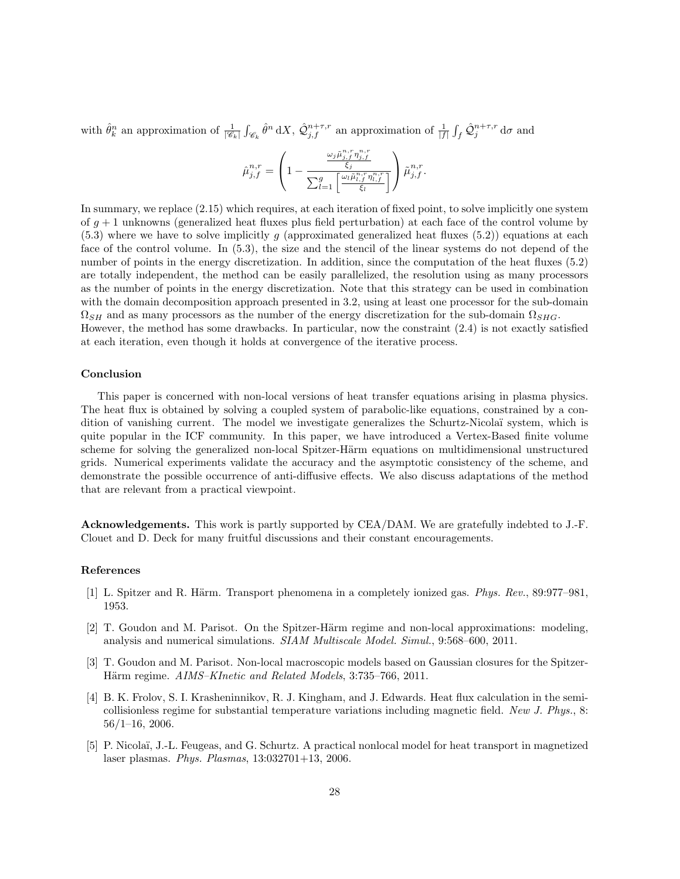with $\hat{\theta}_k^n$ an approximation of $\frac{1}{|\mathscr{C}_k|}\int_{\mathscr{C}_k} \hat{\theta}^n \, \mathrm{d}X$, $\hat{\mathcal{Q}}_{j,f}^{n+\tau,r}$ an approximation of $\frac{1}{|f|}\int_f \hat{\mathcal{Q}}_j^{n+\tau,r} \, \mathrm{d}\sigma$ and

$$\hat{\mu}_{j,f}^{n,r} = \left( 1 - \frac{\frac{\omega_j \tilde{\mu}_{j,f}^{n,r} \eta_{j,f}^{n,r}}{\xi_j}}{\sum_{l=1}^{g} \left[ \frac{\omega_l \tilde{\mu}_{l,f}^{n,r} \eta_{l,f}^{n,r}}{\xi_l} \right]} \right) \tilde{\mu}_{j,f}^{n,r}.$$

In summary, we replace (2.15) which requires, at each iteration of fixed point, to solve implicitly one system of $g+1$ unknowns (generalized heat fluxes plus field perturbation) at each face of the control volume by (5.3) where we have to solve implicitly $g$ (approximated generalized heat fluxes (5.2)) equations at each face of the control volume. In (5.3), the size and the stencil of the linear systems do not depend of the number of points in the energy discretization. In addition, since the computation of the heat fluxes (5.2) are totally independent, the method can be easily parallelized, the resolution using as many processors as the number of points in the energy discretization. Note that this strategy can be used in combination with the domain decomposition approach presented in 3.2, using at least one processor for the sub-domain $\Omega_{SH}$ and as many processors as the number of the energy discretization for the sub-domain $\Omega_{SHG}$.
However, the method has some drawbacks. In particular, now the constraint (2.4) is not exactly satisfied at each iteration, even though it holds at convergence of the iterative process.

### Conclusion

This paper is concerned with non-local versions of heat transfer equations arising in plasma physics. The heat flux is obtained by solving a coupled system of parabolic-like equations, constrained by a condition of vanishing current. The model we investigate generalizes the Schurtz-Nicolaï system, which is quite popular in the ICF community. In this paper, we have introduced a Vertex-Based finite volume scheme for solving the generalized non-local Spitzer-Härm equations on multidimensional unstructured grids. Numerical experiments validate the accuracy and the asymptotic consistency of the scheme, and demonstrate the possible occurrence of anti-diffusive effects. We also discuss adaptations of the method that are relevant from a practical viewpoint.

**Acknowledgements.** This work is partly supported by CEA/DAM. We are gratefully indebted to J.-F. Clouet and D. Deck for many fruitful discussions and their constant encouragements.

### References

[1] L. Spitzer and R. Härm. Transport phenomena in a completely ionized gas. *Phys. Rev.*, 89:977–981, 1953.

[2] T. Goudon and M. Parisot. On the Spitzer-Härm regime and non-local approximations: modeling, analysis and numerical simulations. *SIAM Multiscale Model. Simul.*, 9:568–600, 2011.

[3] T. Goudon and M. Parisot. Non-local macroscopic models based on Gaussian closures for the Spitzer-Härm regime. *AIMS–KInetic and Related Models*, 3:735–766, 2011.

[4] B. K. Frolov, S. I. Krasheninnikov, R. J. Kingham, and J. Edwards. Heat flux calculation in the semi-collisionless regime for substantial temperature variations including magnetic field. *New J. Phys.*, 8: 56/1–16, 2006.

[5] P. Nicolaï, J.-L. Feugeas, and G. Schurtz. A practical nonlocal model for heat transport in magnetized laser plasmas. *Phys. Plasmas*, 13:032701+13, 2006.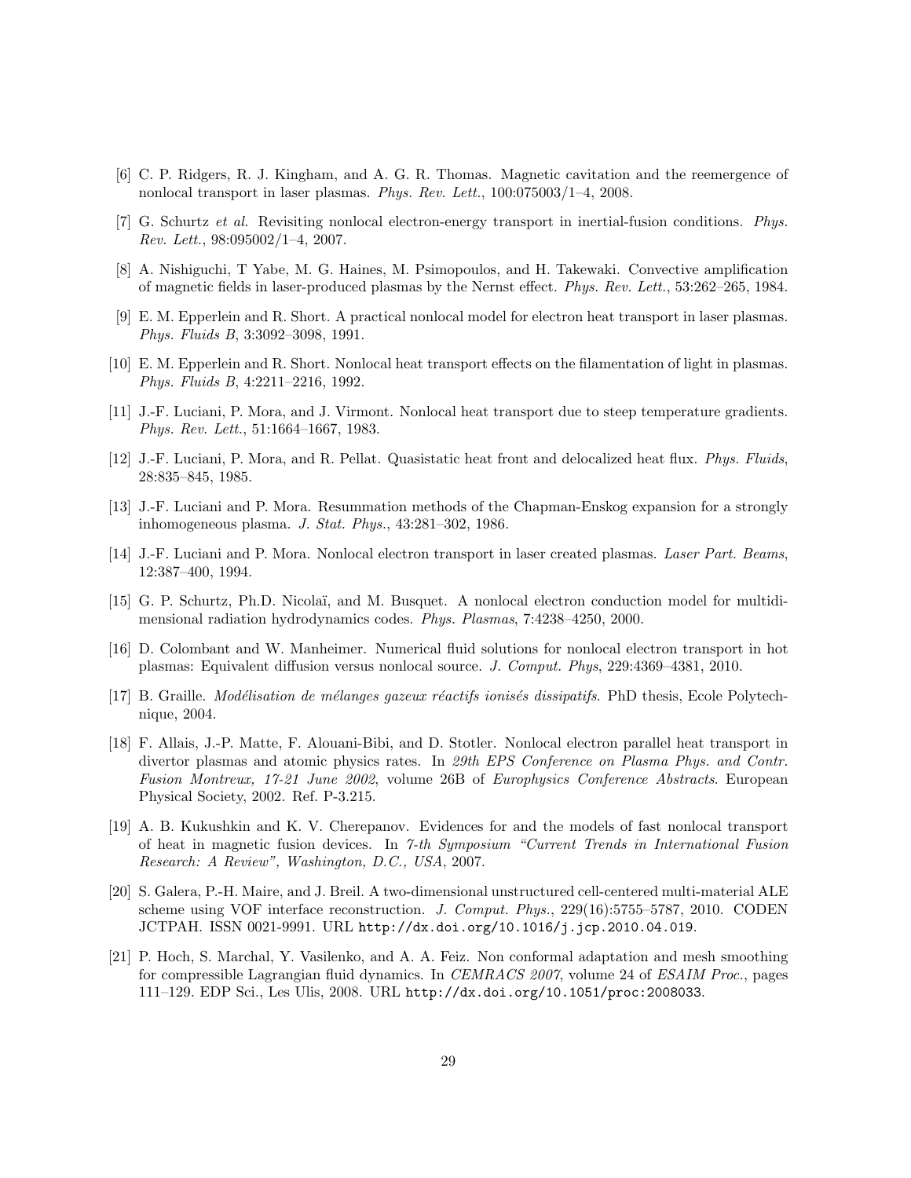[6] C. P. Ridgers, R. J. Kingham, and A. G. R. Thomas. Magnetic cavitation and the reemergence of nonlocal transport in laser plasmas. *Phys. Rev. Lett.*, 100:075003/1–4, 2008.

[7] G. Schurtz *et al*. Revisiting nonlocal electron-energy transport in inertial-fusion conditions. *Phys. Rev. Lett.*, 98:095002/1–4, 2007.

[8] A. Nishiguchi, T Yabe, M. G. Haines, M. Psimopoulos, and H. Takewaki. Convective amplification of magnetic fields in laser-produced plasmas by the Nernst effect. *Phys. Rev. Lett.*, 53:262–265, 1984.

[9] E. M. Epperlein and R. Short. A practical nonlocal model for electron heat transport in laser plasmas. *Phys. Fluids B*, 3:3092–3098, 1991.

[10] E. M. Epperlein and R. Short. Nonlocal heat transport effects on the filamentation of light in plasmas. *Phys. Fluids B*, 4:2211–2216, 1992.

[11] J.-F. Luciani, P. Mora, and J. Virmont. Nonlocal heat transport due to steep temperature gradients. *Phys. Rev. Lett.*, 51:1664–1667, 1983.

[12] J.-F. Luciani, P. Mora, and R. Pellat. Quasistatic heat front and delocalized heat flux. *Phys. Fluids*, 28:835–845, 1985.

[13] J.-F. Luciani and P. Mora. Resummation methods of the Chapman-Enskog expansion for a strongly inhomogeneous plasma. *J. Stat. Phys.*, 43:281–302, 1986.

[14] J.-F. Luciani and P. Mora. Nonlocal electron transport in laser created plasmas. *Laser Part. Beams*, 12:387–400, 1994.

[15] G. P. Schurtz, Ph.D. Nicolaï, and M. Busquet. A nonlocal electron conduction model for multidimensional radiation hydrodynamics codes. *Phys. Plasmas*, 7:4238–4250, 2000.

[16] D. Colombant and W. Manheimer. Numerical fluid solutions for nonlocal electron transport in hot plasmas: Equivalent diffusion versus nonlocal source. *J. Comput. Phys*, 229:4369–4381, 2010.

[17] B. Graille. *Modélisation de mélanges gazeux réactifs ionisés dissipatifs*. PhD thesis, Ecole Polytechnique, 2004.

[18] F. Allais, J.-P. Matte, F. Alouani-Bibi, and D. Stotler. Nonlocal electron parallel heat transport in divertor plasmas and atomic physics rates. In *29th EPS Conference on Plasma Phys. and Contr. Fusion Montreux, 17-21 June 2002*, volume 26B of *Europhysics Conference Abstracts*. European Physical Society, 2002. Ref. P-3.215.

[19] A. B. Kukushkin and K. V. Cherepanov. Evidences for and the models of fast nonlocal transport of heat in magnetic fusion devices. In *7-th Symposium "Current Trends in International Fusion Research: A Review", Washington, D.C., USA*, 2007.

[20] S. Galera, P.-H. Maire, and J. Breil. A two-dimensional unstructured cell-centered multi-material ALE scheme using VOF interface reconstruction. *J. Comput. Phys.*, 229(16):5755–5787, 2010. CODEN JCTPAH. ISSN 0021-9991. URL `http://dx.doi.org/10.1016/j.jcp.2010.04.019`.

[21] P. Hoch, S. Marchal, Y. Vasilenko, and A. A. Feiz. Non conformal adaptation and mesh smoothing for compressible Lagrangian fluid dynamics. In *CEMRACS 2007*, volume 24 of *ESAIM Proc.*, pages 111–129. EDP Sci., Les Ulis, 2008. URL `http://dx.doi.org/10.1051/proc:2008033`.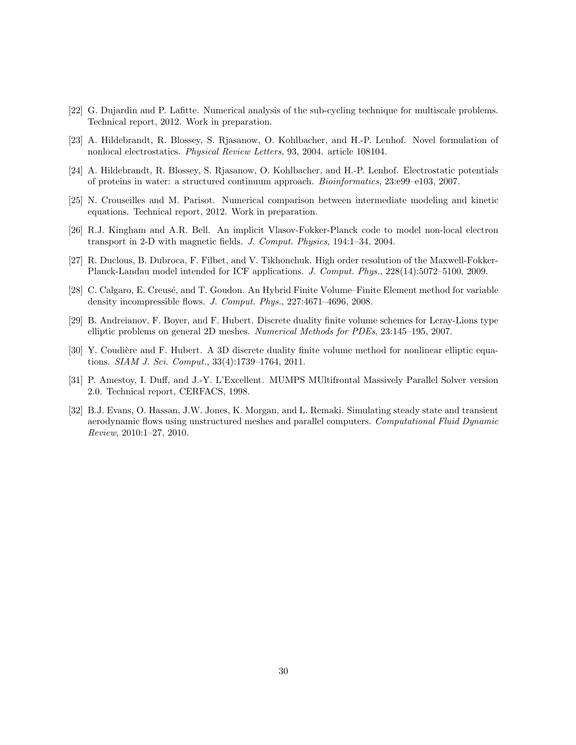[22] G. Dujardin and P. Lafitte. Numerical analysis of the sub-cycling technique for multiscale problems. Technical report, 2012. Work in preparation.

[23] A. Hildebrandt, R. Blossey, S. Rjasanow, O. Kohlbacher, and H.-P. Lenhof. Novel formulation of nonlocal electrostatics. *Physical Review Letters*, 93, 2004. article 108104.

[24] A. Hildebrandt, R. Blossey, S. Rjasanow, O. Kohlbacher, and H.-P. Lenhof. Electrostatic potentials of proteins in water: a structured continuum approach. *Bioinformatics*, 23:e99–e103, 2007.

[25] N. Crouseilles and M. Parisot. Numerical comparison between intermediate modeling and kinetic equations. Technical report, 2012. Work in preparation.

[26] R.J. Kingham and A.R. Bell. An implicit Vlasov-Fokker-Planck code to model non-local electron transport in 2-D with magnetic fields. *J. Comput. Physics*, 194:1–34, 2004.

[27] R. Duclous, B. Dubroca, F. Filbet, and V. Tikhonchuk. High order resolution of the Maxwell-Fokker-Planck-Landau model intended for ICF applications. *J. Comput. Phys.*, 228(14):5072–5100, 2009.

[28] C. Calgaro, E. Creusé, and T. Goudon. An Hybrid Finite Volume–Finite Element method for variable density incompressible flows. *J. Comput. Phys.*, 227:4671–4696, 2008.

[29] B. Andreianov, F. Boyer, and F. Hubert. Discrete duality finite volume schemes for Leray-Lions type elliptic problems on general 2D meshes. *Numerical Methods for PDEs*, 23:145–195, 2007.

[30] Y. Coudière and F. Hubert. A 3D discrete duality finite volume method for nonlinear elliptic equations. *SIAM J. Sci. Comput.*, 33(4):1739–1764, 2011.

[31] P. Amestoy, I. Duff, and J.-Y. L'Excellent. MUMPS MUltifrontal Massively Parallel Solver version 2.0. Technical report, CERFACS, 1998.

[32] B.J. Evans, O. Hassan, J.W. Jones, K. Morgan, and L. Remaki. Simulating steady state and transient aerodynamic flows using unstructured meshes and parallel computers. *Computational Fluid Dynamic Review*, 2010:1–27, 2010.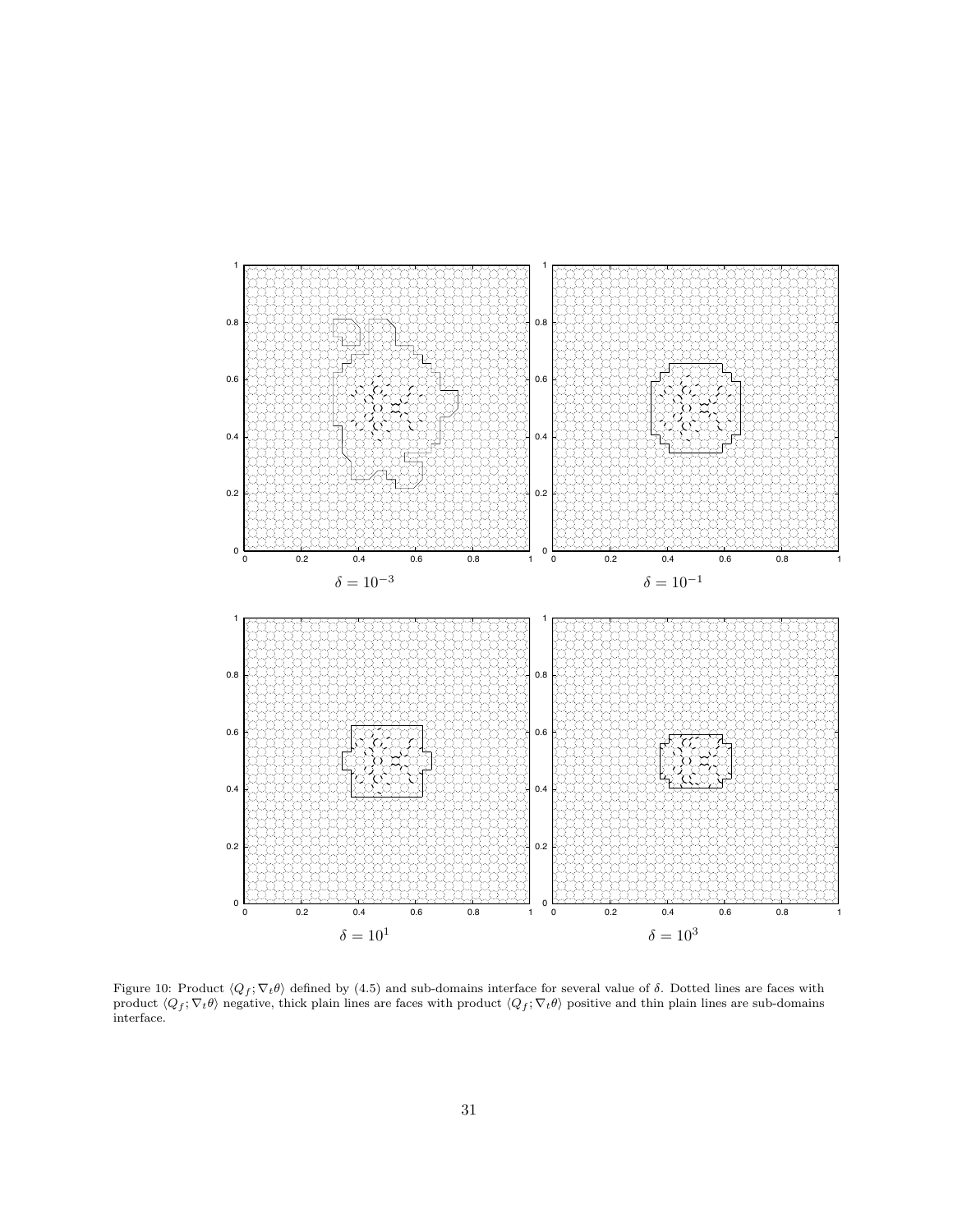1

0.8

0.6

0.4

0.2

0

0 0.2 0.4 0.6 0.8 1

$\delta = 10^{-3}$

1

0.8

0.6

0.4

0.2

0

0 0.2 0.4 0.6 0.8 1

$\delta = 10^{-1}$

1

0.8

0.6

0.4

0.2

0

0 0.2 0.4 0.6 0.8 1

$\delta = 10^{1}$

1

0.8

0.6

0.4

0.2

0

0 0.2 0.4 0.6 0.8 1

$\delta = 10^{3}$

Figure 10: Product $\langle Q_f ; \nabla_t \theta \rangle$ defined by (4.5) and sub-domains interface for several value of $\delta$. Dotted lines are faces with product $\langle Q_f ; \nabla_t \theta \rangle$ negative, thick plain lines are faces with product $\langle Q_f ; \nabla_t \theta \rangle$ positive and thin plain lines are sub-domains interface.